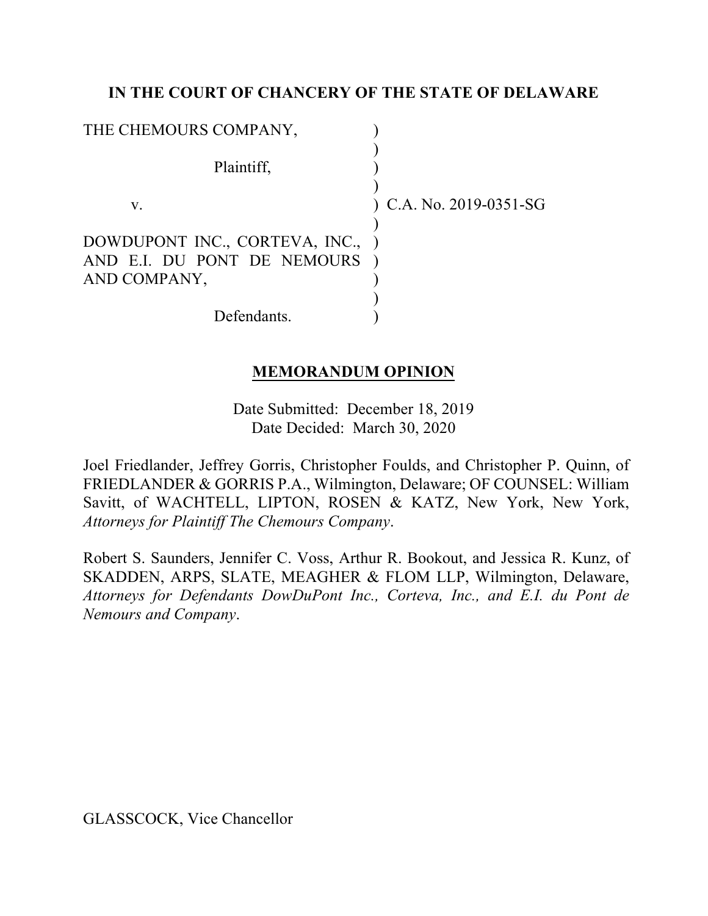**IN THE COURT OF CHANCERY OF THE STATE OF DELAWARE**

| | | |
|---|---|---|
| THE CHEMOURS COMPANY, | ) | |
| Plaintiff, | ) | |
| v. | ) | C.A. No. 2019-0351-SG |
| DOWDUPONT INC., CORTEVA, INC., AND E.I. DU PONT DE NEMOURS AND COMPANY, | ) | |
| Defendants. | ) | |

**MEMORANDUM OPINION**

Date Submitted: December 18, 2019
Date Decided: March 30, 2020

Joel Friedlander, Jeffrey Gorris, Christopher Foulds, and Christopher P. Quinn, of FRIEDLANDER & GORRIS P.A., Wilmington, Delaware; OF COUNSEL: William Savitt, of WACHTELL, LIPTON, ROSEN & KATZ, New York, New York, *Attorneys for Plaintiff The Chemours Company*.

Robert S. Saunders, Jennifer C. Voss, Arthur R. Bookout, and Jessica R. Kunz, of SKADDEN, ARPS, SLATE, MEAGHER & FLOM LLP, Wilmington, Delaware, *Attorneys for Defendants DowDuPont Inc., Corteva, Inc., and E.I. du Pont de Nemours and Company*.

GLASSCOCK, Vice Chancellor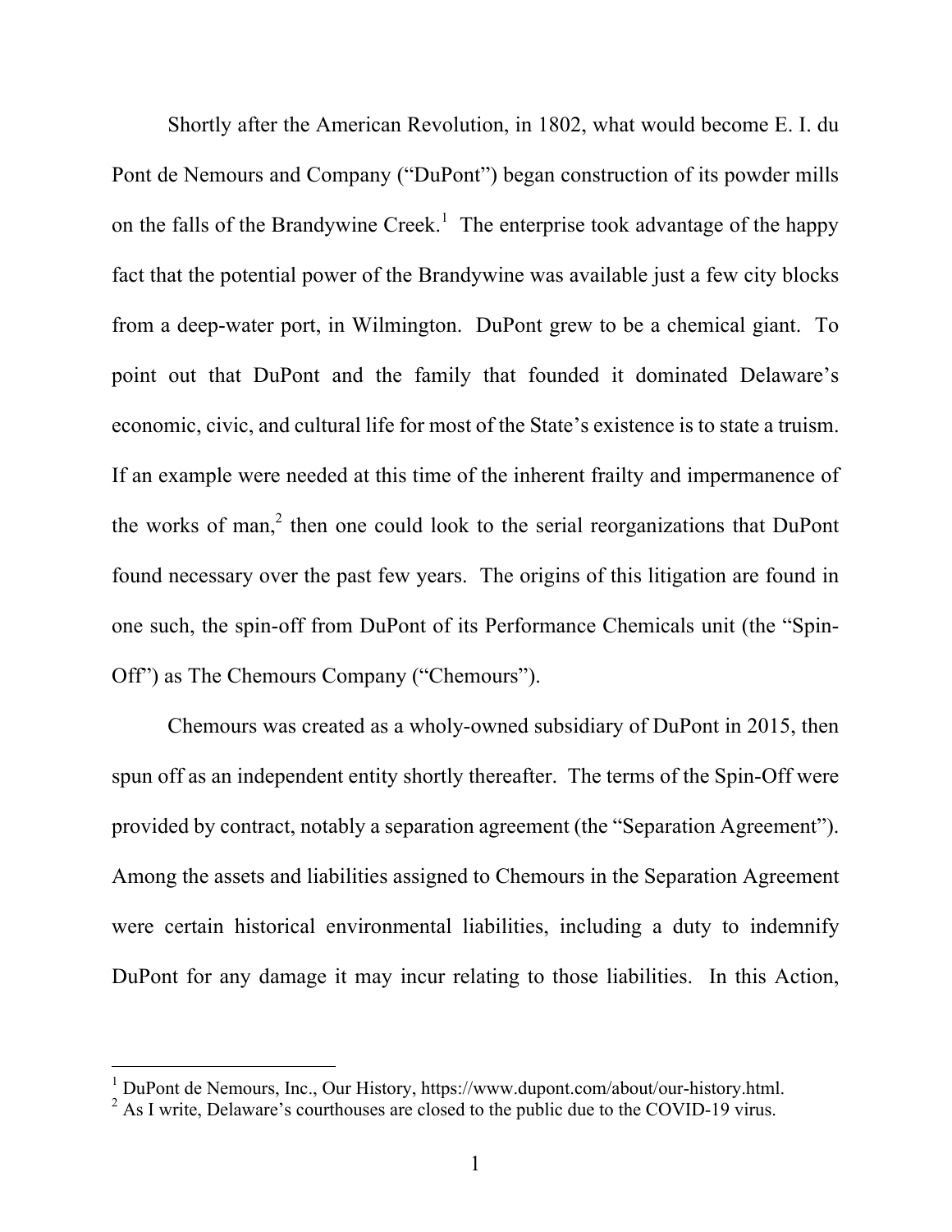Shortly after the American Revolution, in 1802, what would become E. I. du Pont de Nemours and Company ("DuPont") began construction of its powder mills on the falls of the Brandywine Creek.[1] The enterprise took advantage of the happy fact that the potential power of the Brandywine was available just a few city blocks from a deep-water port, in Wilmington. DuPont grew to be a chemical giant. To point out that DuPont and the family that founded it dominated Delaware's economic, civic, and cultural life for most of the State's existence is to state a truism. If an example were needed at this time of the inherent frailty and impermanence of the works of man,[2] then one could look to the serial reorganizations that DuPont found necessary over the past few years. The origins of this litigation are found in one such, the spin-off from DuPont of its Performance Chemicals unit (the "Spin-Off") as The Chemours Company ("Chemours").

Chemours was created as a wholy-owned subsidiary of DuPont in 2015, then spun off as an independent entity shortly thereafter. The terms of the Spin-Off were provided by contract, notably a separation agreement (the "Separation Agreement"). Among the assets and liabilities assigned to Chemours in the Separation Agreement were certain historical environmental liabilities, including a duty to indemnify DuPont for any damage it may incur relating to those liabilities. In this Action,

---

[1] DuPont de Nemours, Inc., Our History, https://www.dupont.com/about/our-history.html.

[2] As I write, Delaware's courthouses are closed to the public due to the COVID-19 virus.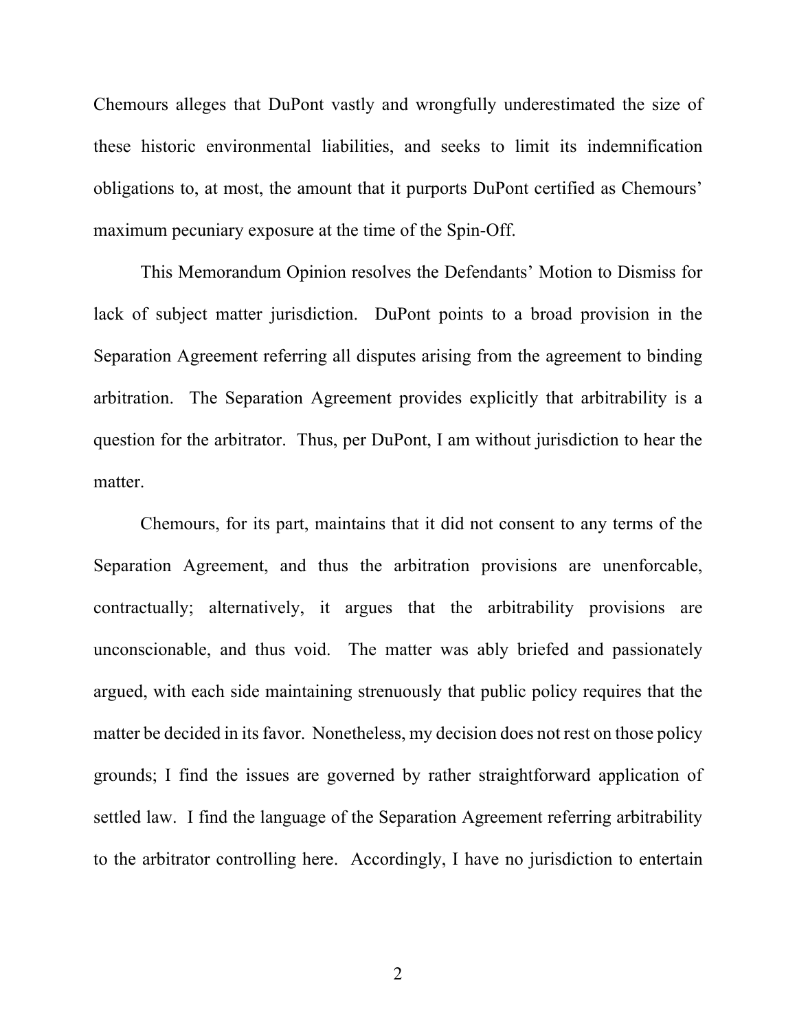Chemours alleges that DuPont vastly and wrongfully underestimated the size of these historic environmental liabilities, and seeks to limit its indemnification obligations to, at most, the amount that it purports DuPont certified as Chemours' maximum pecuniary exposure at the time of the Spin-Off.

This Memorandum Opinion resolves the Defendants' Motion to Dismiss for lack of subject matter jurisdiction. DuPont points to a broad provision in the Separation Agreement referring all disputes arising from the agreement to binding arbitration. The Separation Agreement provides explicitly that arbitrability is a question for the arbitrator. Thus, per DuPont, I am without jurisdiction to hear the matter.

Chemours, for its part, maintains that it did not consent to any terms of the Separation Agreement, and thus the arbitration provisions are unenforcable, contractually; alternatively, it argues that the arbitrability provisions are unconscionable, and thus void. The matter was ably briefed and passionately argued, with each side maintaining strenuously that public policy requires that the matter be decided in its favor. Nonetheless, my decision does not rest on those policy grounds; I find the issues are governed by rather straightforward application of settled law. I find the language of the Separation Agreement referring arbitrability to the arbitrator controlling here. Accordingly, I have no jurisdiction to entertain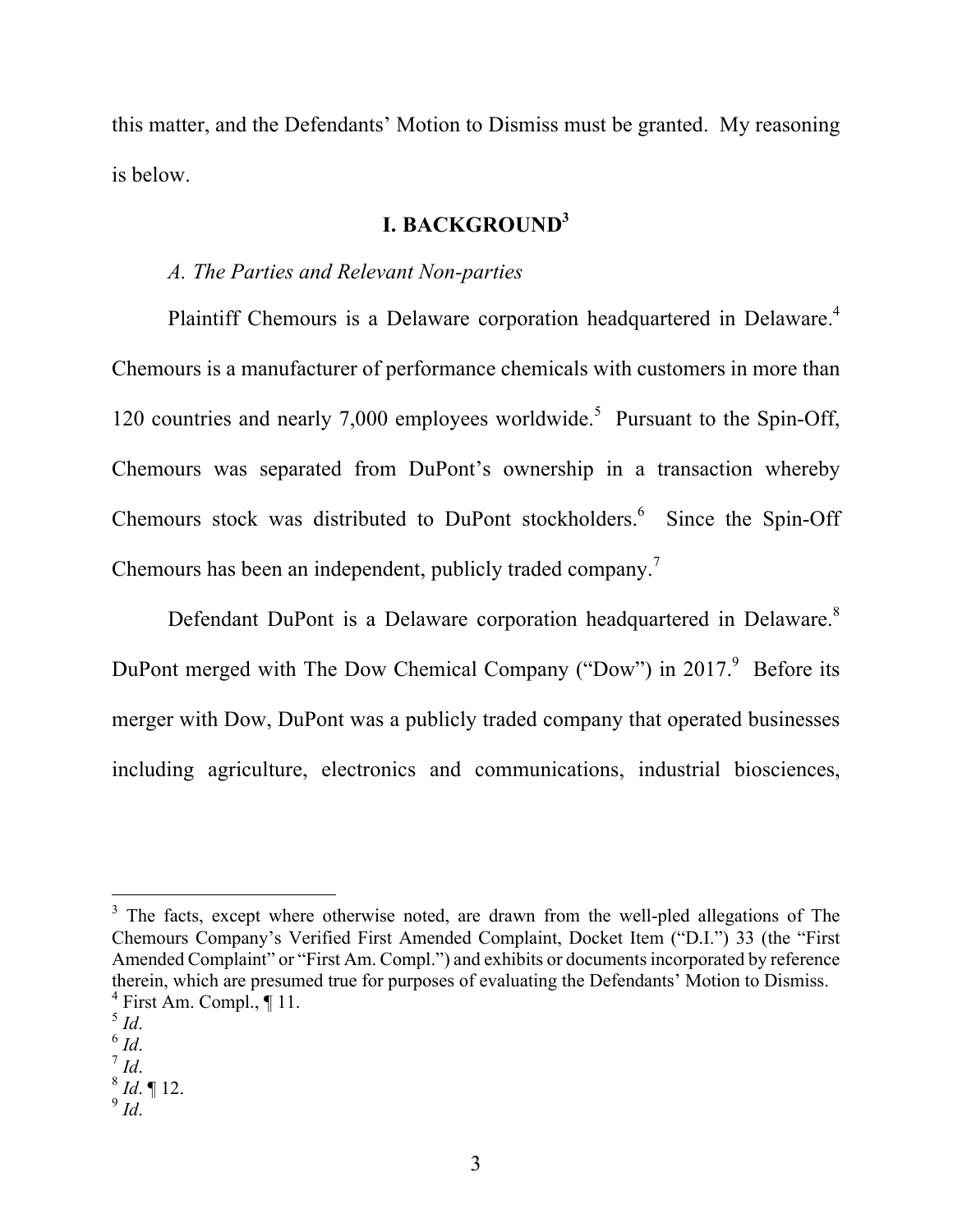this matter, and the Defendants' Motion to Dismiss must be granted. My reasoning is below.

## I. BACKGROUND[3]

*A. The Parties and Relevant Non-parties*

Plaintiff Chemours is a Delaware corporation headquartered in Delaware.[4] Chemours is a manufacturer of performance chemicals with customers in more than 120 countries and nearly 7,000 employees worldwide.[5] Pursuant to the Spin-Off, Chemours was separated from DuPont's ownership in a transaction whereby Chemours stock was distributed to DuPont stockholders.[6] Since the Spin-Off Chemours has been an independent, publicly traded company.[7]

Defendant DuPont is a Delaware corporation headquartered in Delaware.[8] DuPont merged with The Dow Chemical Company ("Dow") in 2017.[9] Before its merger with Dow, DuPont was a publicly traded company that operated businesses including agriculture, electronics and communications, industrial biosciences,

---

[3] The facts, except where otherwise noted, are drawn from the well-pled allegations of The Chemours Company's Verified First Amended Complaint, Docket Item ("D.I.") 33 (the "First Amended Complaint" or "First Am. Compl.") and exhibits or documents incorporated by reference therein, which are presumed true for purposes of evaluating the Defendants' Motion to Dismiss.

[4] First Am. Compl., ¶ 11.

[5] *Id*.

[6] *Id*.

[7] *Id*.

[8] *Id*. ¶ 12.

[9] *Id*.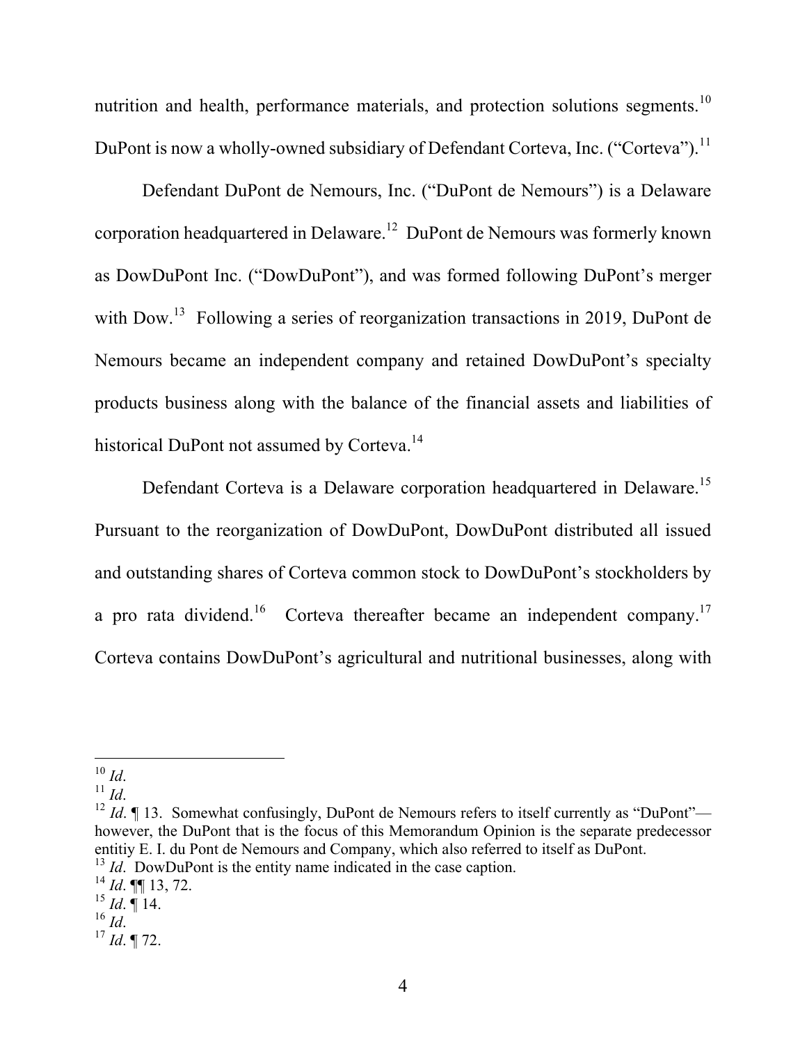nutrition and health, performance materials, and protection solutions segments.[10] DuPont is now a wholly-owned subsidiary of Defendant Corteva, Inc. ("Corteva").[11]

Defendant DuPont de Nemours, Inc. ("DuPont de Nemours") is a Delaware corporation headquartered in Delaware.[12] DuPont de Nemours was formerly known as DowDuPont Inc. ("DowDuPont"), and was formed following DuPont's merger with Dow.[13] Following a series of reorganization transactions in 2019, DuPont de Nemours became an independent company and retained DowDuPont's specialty products business along with the balance of the financial assets and liabilities of historical DuPont not assumed by Corteva.[14]

Defendant Corteva is a Delaware corporation headquartered in Delaware.[15] Pursuant to the reorganization of DowDuPont, DowDuPont distributed all issued and outstanding shares of Corteva common stock to DowDuPont's stockholders by a pro rata dividend.[16] Corteva thereafter became an independent company.[17] Corteva contains DowDuPont's agricultural and nutritional businesses, along with

---

[10] *Id*.

[11] *Id*.

[12] *Id*. ¶ 13. Somewhat confusingly, DuPont de Nemours refers to itself currently as "DuPont"—however, the DuPont that is the focus of this Memorandum Opinion is the separate predecessor entitiy E. I. du Pont de Nemours and Company, which also referred to itself as DuPont.

[13] *Id*. DowDuPont is the entity name indicated in the case caption.

[14] *Id*. ¶¶ 13, 72.

[15] *Id*. ¶ 14.

[16] *Id*.

[17] *Id*. ¶ 72.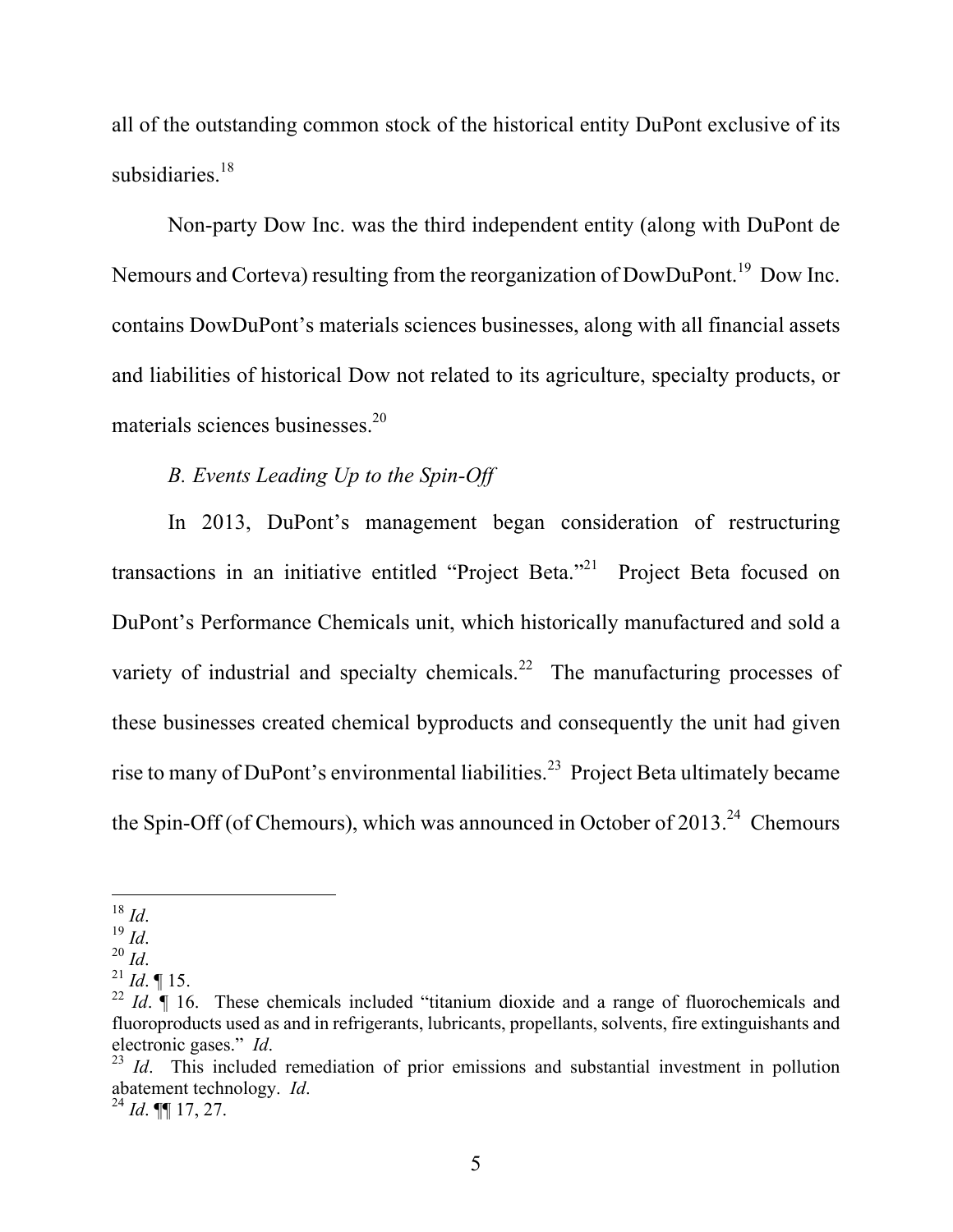all of the outstanding common stock of the historical entity DuPont exclusive of its subsidiaries.[18]

Non-party Dow Inc. was the third independent entity (along with DuPont de Nemours and Corteva) resulting from the reorganization of DowDuPont.[19] Dow Inc. contains DowDuPont's materials sciences businesses, along with all financial assets and liabilities of historical Dow not related to its agriculture, specialty products, or materials sciences businesses.[20]

*B. Events Leading Up to the Spin-Off*

In 2013, DuPont's management began consideration of restructuring transactions in an initiative entitled "Project Beta."[21] Project Beta focused on DuPont's Performance Chemicals unit, which historically manufactured and sold a variety of industrial and specialty chemicals.[22] The manufacturing processes of these businesses created chemical byproducts and consequently the unit had given rise to many of DuPont's environmental liabilities.[23] Project Beta ultimately became the Spin-Off (of Chemours), which was announced in October of 2013.[24] Chemours

---

[18] *Id*.

[19] *Id*.

[20] *Id*.

[21] *Id*. ¶ 15.

[22] *Id*. ¶ 16. These chemicals included "titanium dioxide and a range of fluorochemicals and fluoroproducts used as and in refrigerants, lubricants, propellants, solvents, fire extinguishants and electronic gases." *Id*.

[23] *Id*. This included remediation of prior emissions and substantial investment in pollution abatement technology. *Id*.

[24] *Id*. ¶¶ 17, 27.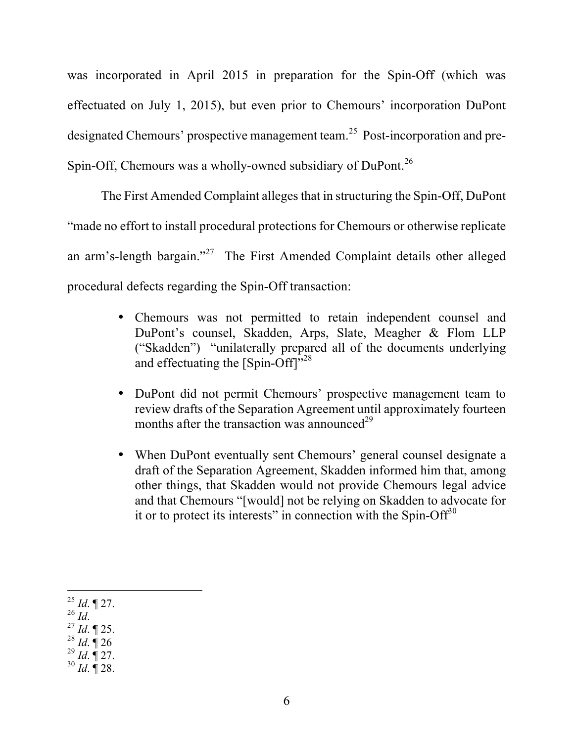was incorporated in April 2015 in preparation for the Spin-Off (which was effectuated on July 1, 2015), but even prior to Chemours' incorporation DuPont designated Chemours' prospective management team.[25] Post-incorporation and pre-Spin-Off, Chemours was a wholly-owned subsidiary of DuPont.[26]

The First Amended Complaint alleges that in structuring the Spin-Off, DuPont "made no effort to install procedural protections for Chemours or otherwise replicate an arm's-length bargain."[27] The First Amended Complaint details other alleged procedural defects regarding the Spin-Off transaction:

- Chemours was not permitted to retain independent counsel and DuPont's counsel, Skadden, Arps, Slate, Meagher & Flom LLP ("Skadden") "unilaterally prepared all of the documents underlying and effectuating the [Spin-Off]"[28]

- DuPont did not permit Chemours' prospective management team to review drafts of the Separation Agreement until approximately fourteen months after the transaction was announced[29]

- When DuPont eventually sent Chemours' general counsel designate a draft of the Separation Agreement, Skadden informed him that, among other things, that Skadden would not provide Chemours legal advice and that Chemours "[would] not be relying on Skadden to advocate for it or to protect its interests" in connection with the Spin-Off[30]

---

[25] *Id*. ¶ 27.
[26] *Id*.
[27] *Id*. ¶ 25.
[28] *Id*. ¶ 26
[29] *Id*. ¶ 27.
[30] *Id*. ¶ 28.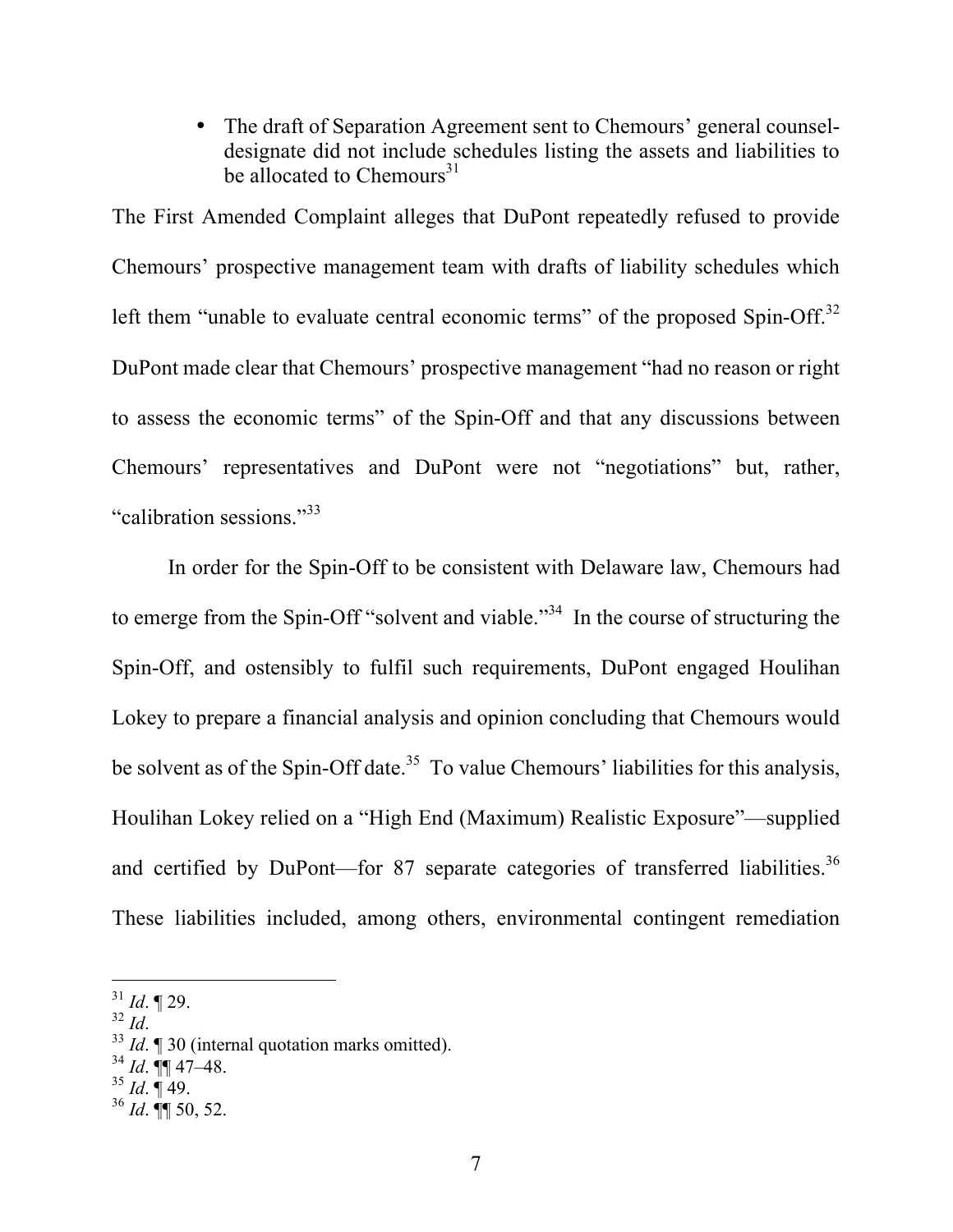- The draft of Separation Agreement sent to Chemours' general counsel-designate did not include schedules listing the assets and liabilities to be allocated to Chemours[31]

The First Amended Complaint alleges that DuPont repeatedly refused to provide Chemours' prospective management team with drafts of liability schedules which left them "unable to evaluate central economic terms" of the proposed Spin-Off.[32] DuPont made clear that Chemours' prospective management "had no reason or right to assess the economic terms" of the Spin-Off and that any discussions between Chemours' representatives and DuPont were not "negotiations" but, rather, "calibration sessions."[33]

In order for the Spin-Off to be consistent with Delaware law, Chemours had to emerge from the Spin-Off "solvent and viable."[34] In the course of structuring the Spin-Off, and ostensibly to fulfil such requirements, DuPont engaged Houlihan Lokey to prepare a financial analysis and opinion concluding that Chemours would be solvent as of the Spin-Off date.[35] To value Chemours' liabilities for this analysis, Houlihan Lokey relied on a "High End (Maximum) Realistic Exposure"—supplied and certified by DuPont—for 87 separate categories of transferred liabilities.[36] These liabilities included, among others, environmental contingent remediation

[31] *Id*. ¶ 29.

[32] *Id*.

[33] *Id*. ¶ 30 (internal quotation marks omitted).

[34] *Id*. ¶¶ 47–48.

[35] *Id*. ¶ 49.

[36] *Id*. ¶¶ 50, 52.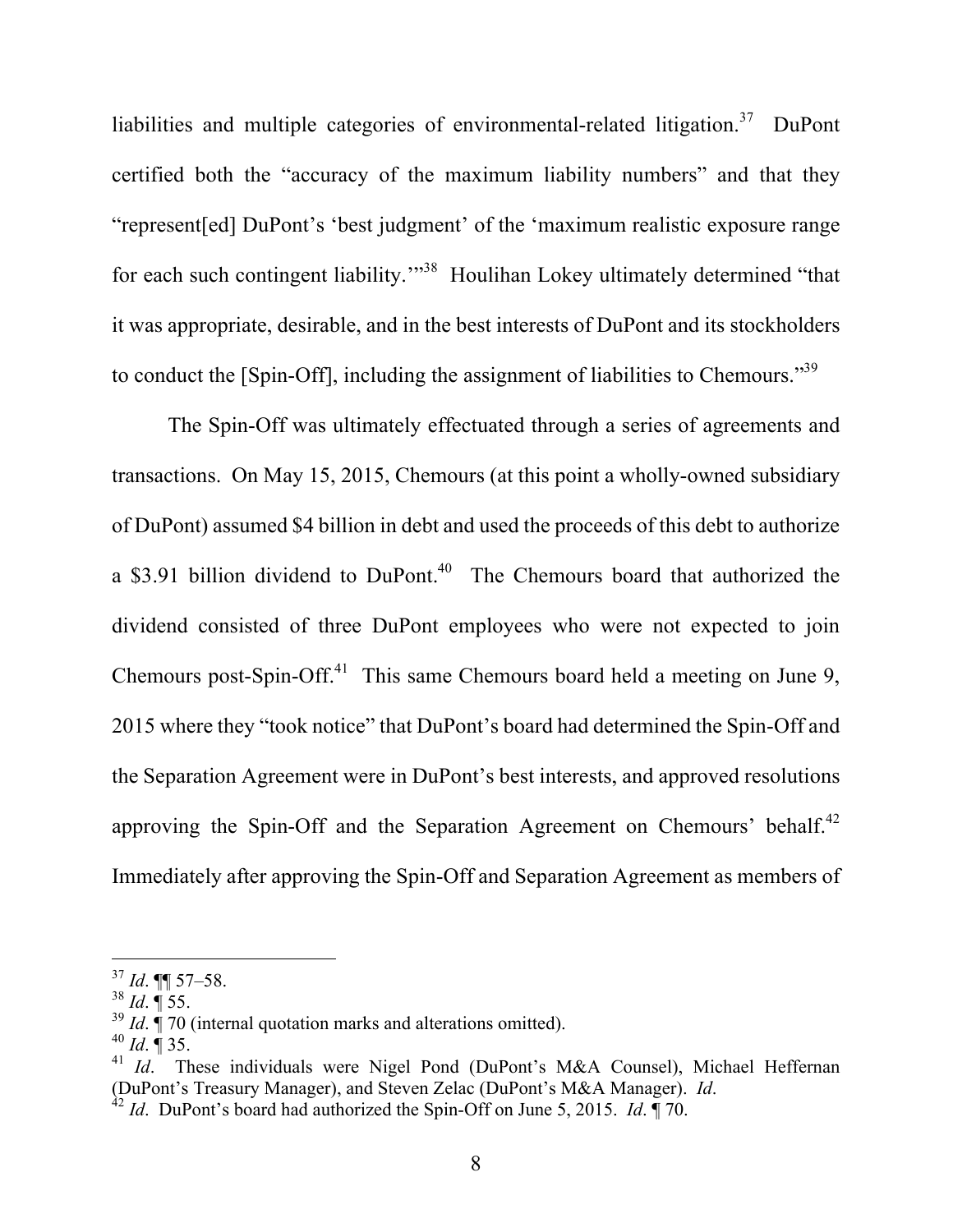liabilities and multiple categories of environmental-related litigation.[37] DuPont certified both the "accuracy of the maximum liability numbers" and that they "represent[ed] DuPont's 'best judgment' of the 'maximum realistic exposure range for each such contingent liability.'"[38] Houlihan Lokey ultimately determined "that it was appropriate, desirable, and in the best interests of DuPont and its stockholders to conduct the [Spin-Off], including the assignment of liabilities to Chemours."[39]

The Spin-Off was ultimately effectuated through a series of agreements and transactions. On May 15, 2015, Chemours (at this point a wholly-owned subsidiary of DuPont) assumed $4 billion in debt and used the proceeds of this debt to authorize a $3.91 billion dividend to DuPont.[40] The Chemours board that authorized the dividend consisted of three DuPont employees who were not expected to join Chemours post-Spin-Off.[41] This same Chemours board held a meeting on June 9, 2015 where they "took notice" that DuPont's board had determined the Spin-Off and the Separation Agreement were in DuPont's best interests, and approved resolutions approving the Spin-Off and the Separation Agreement on Chemours' behalf.[42] Immediately after approving the Spin-Off and Separation Agreement as members of

---

[37] *Id*. ¶¶ 57–58.

[38] *Id*. ¶ 55.

[39] *Id*. ¶ 70 (internal quotation marks and alterations omitted).

[40] *Id*. ¶ 35.

[41] *Id*. These individuals were Nigel Pond (DuPont's M&A Counsel), Michael Heffernan (DuPont's Treasury Manager), and Steven Zelac (DuPont's M&A Manager). *Id*.

[42] *Id*. DuPont's board had authorized the Spin-Off on June 5, 2015. *Id*. ¶ 70.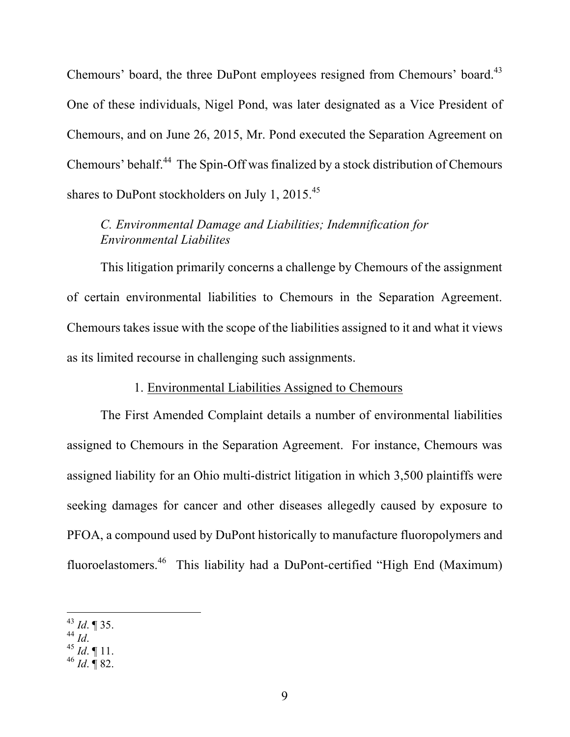Chemours' board, the three DuPont employees resigned from Chemours' board.[43] One of these individuals, Nigel Pond, was later designated as a Vice President of Chemours, and on June 26, 2015, Mr. Pond executed the Separation Agreement on Chemours' behalf.[44] The Spin-Off was finalized by a stock distribution of Chemours shares to DuPont stockholders on July 1, 2015.[45]

### *C. Environmental Damage and Liabilities; Indemnification for Environmental Liabilites*

This litigation primarily concerns a challenge by Chemours of the assignment of certain environmental liabilities to Chemours in the Separation Agreement. Chemours takes issue with the scope of the liabilities assigned to it and what it views as its limited recourse in challenging such assignments.

#### 1. Environmental Liabilities Assigned to Chemours

The First Amended Complaint details a number of environmental liabilities assigned to Chemours in the Separation Agreement. For instance, Chemours was assigned liability for an Ohio multi-district litigation in which 3,500 plaintiffs were seeking damages for cancer and other diseases allegedly caused by exposure to PFOA, a compound used by DuPont historically to manufacture fluoropolymers and fluoroelastomers.[46] This liability had a DuPont-certified "High End (Maximum)

---

[43] *Id*. ¶ 35.
[44] *Id*.
[45] *Id*. ¶ 11.
[46] *Id*. ¶ 82.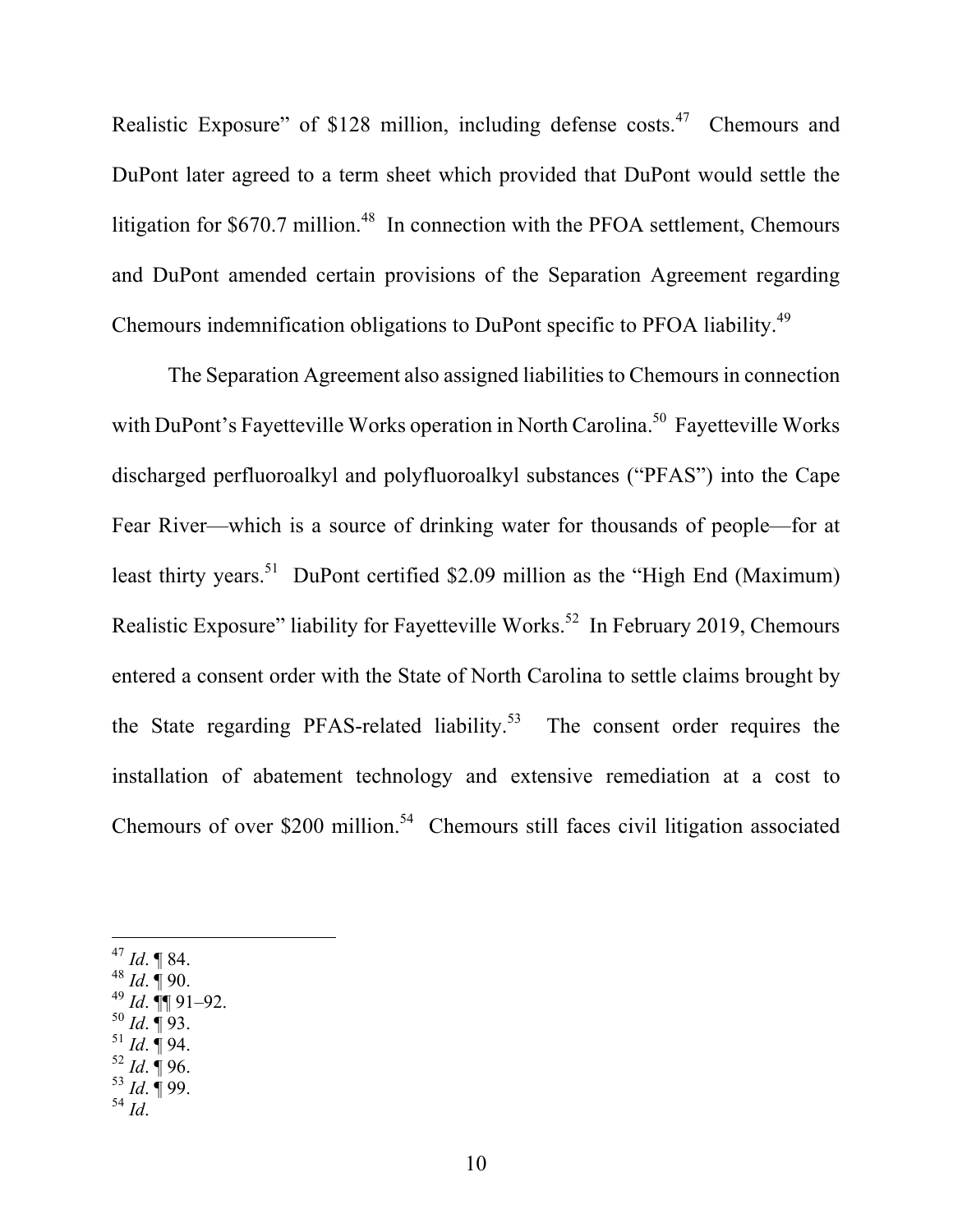Realistic Exposure" of $128 million, including defense costs.[47] Chemours and DuPont later agreed to a term sheet which provided that DuPont would settle the litigation for $670.7 million.[48] In connection with the PFOA settlement, Chemours and DuPont amended certain provisions of the Separation Agreement regarding Chemours indemnification obligations to DuPont specific to PFOA liability.[49]

The Separation Agreement also assigned liabilities to Chemours in connection with DuPont's Fayetteville Works operation in North Carolina.[50] Fayetteville Works discharged perfluoroalkyl and polyfluoroalkyl substances ("PFAS") into the Cape Fear River—which is a source of drinking water for thousands of people—for at least thirty years.[51] DuPont certified $2.09 million as the "High End (Maximum) Realistic Exposure" liability for Fayetteville Works.[52] In February 2019, Chemours entered a consent order with the State of North Carolina to settle claims brought by the State regarding PFAS-related liability.[53] The consent order requires the installation of abatement technology and extensive remediation at a cost to Chemours of over $200 million.[54] Chemours still faces civil litigation associated

---

[47] *Id*. ¶ 84.
[48] *Id*. ¶ 90.
[49] *Id*. ¶¶ 91–92.
[50] *Id*. ¶ 93.
[51] *Id*. ¶ 94.
[52] *Id*. ¶ 96.
[53] *Id*. ¶ 99.
[54] *Id*.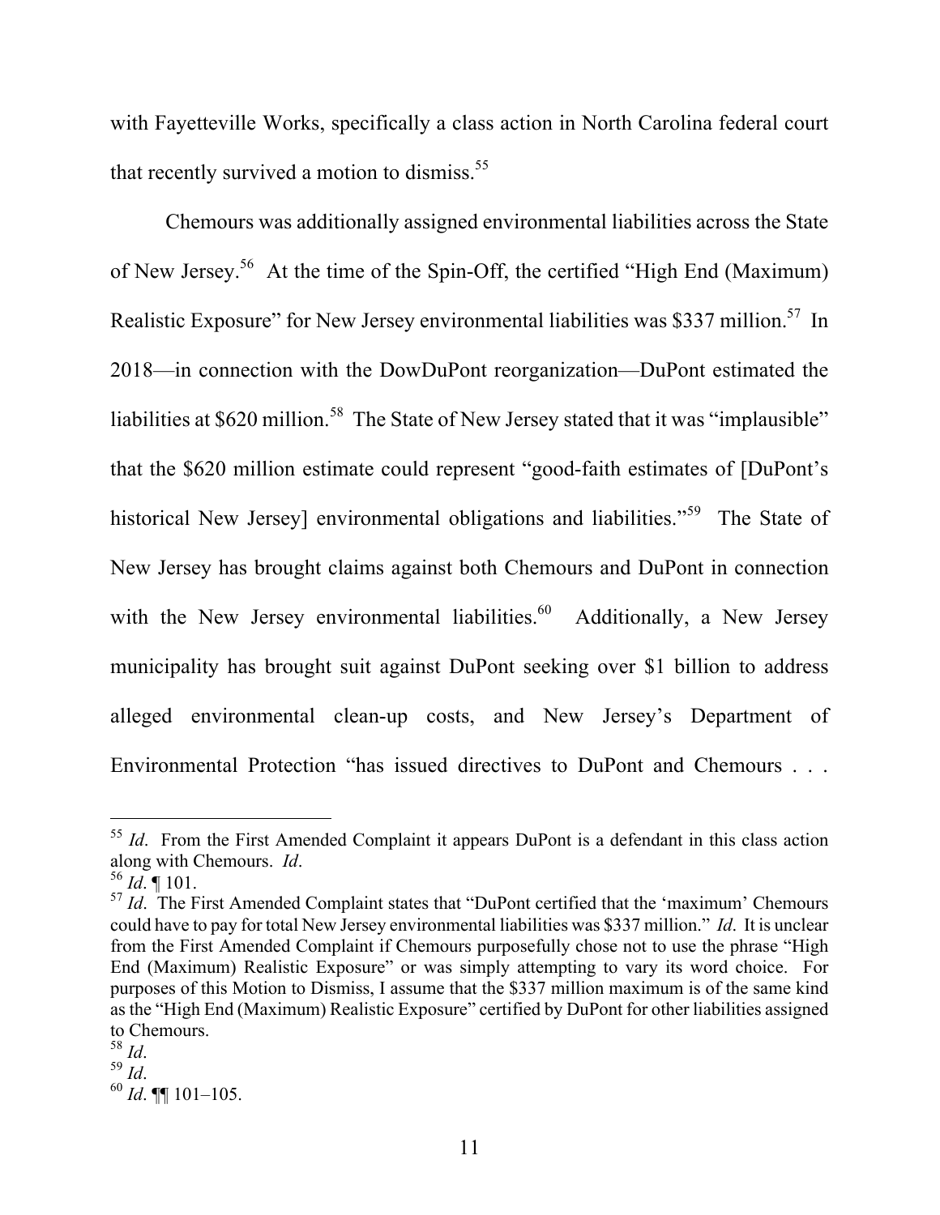with Fayetteville Works, specifically a class action in North Carolina federal court that recently survived a motion to dismiss.[55]

Chemours was additionally assigned environmental liabilities across the State of New Jersey.[56] At the time of the Spin-Off, the certified "High End (Maximum) Realistic Exposure" for New Jersey environmental liabilities was $337 million.[57] In 2018—in connection with the DowDuPont reorganization—DuPont estimated the liabilities at $620 million.[58] The State of New Jersey stated that it was "implausible" that the $620 million estimate could represent "good-faith estimates of [DuPont's historical New Jersey] environmental obligations and liabilities."[59] The State of New Jersey has brought claims against both Chemours and DuPont in connection with the New Jersey environmental liabilities.[60] Additionally, a New Jersey municipality has brought suit against DuPont seeking over $1 billion to address alleged environmental clean-up costs, and New Jersey's Department of Environmental Protection "has issued directives to DuPont and Chemours . . .

---

[55] *Id*. From the First Amended Complaint it appears DuPont is a defendant in this class action along with Chemours. *Id*.

[56] *Id*. ¶ 101.

[57] *Id*. The First Amended Complaint states that "DuPont certified that the 'maximum' Chemours could have to pay for total New Jersey environmental liabilities was $337 million." *Id*. It is unclear from the First Amended Complaint if Chemours purposefully chose not to use the phrase "High End (Maximum) Realistic Exposure" or was simply attempting to vary its word choice. For purposes of this Motion to Dismiss, I assume that the $337 million maximum is of the same kind as the "High End (Maximum) Realistic Exposure" certified by DuPont for other liabilities assigned to Chemours.

[58] *Id*.

[59] *Id*.

[60] *Id*. ¶¶ 101–105.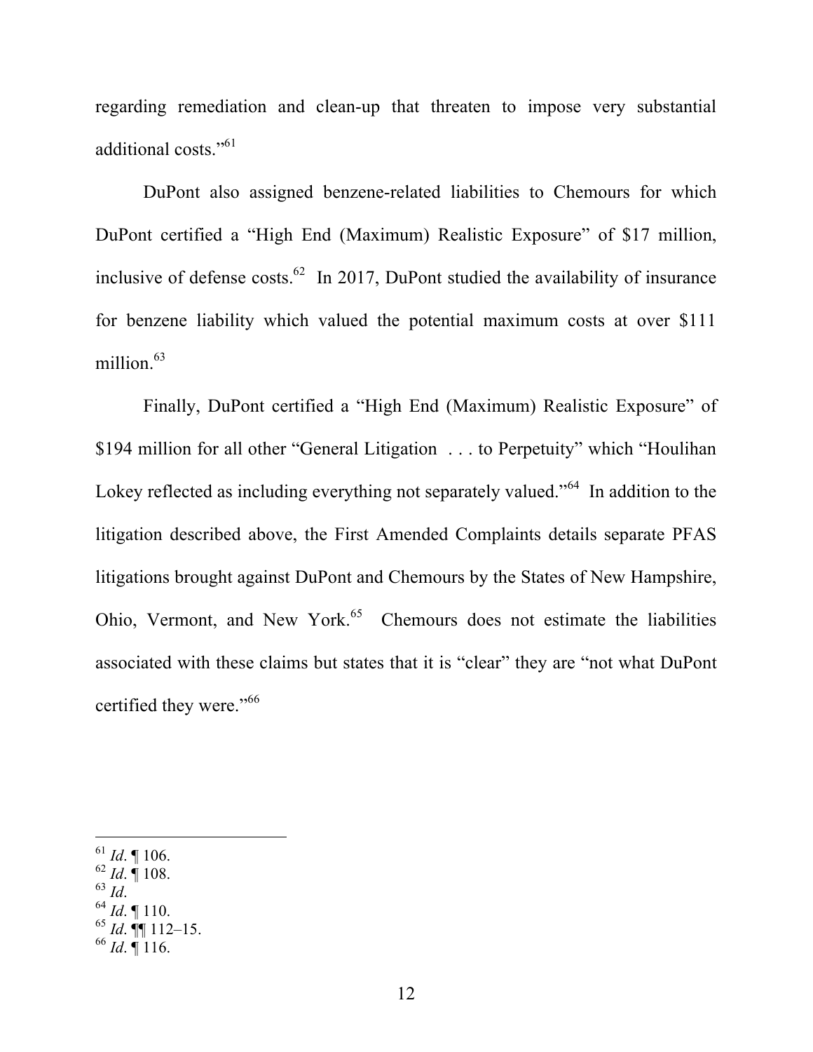regarding remediation and clean-up that threaten to impose very substantial additional costs."[61]

DuPont also assigned benzene-related liabilities to Chemours for which DuPont certified a "High End (Maximum) Realistic Exposure" of $17 million, inclusive of defense costs.[62] In 2017, DuPont studied the availability of insurance for benzene liability which valued the potential maximum costs at over $111 million.[63]

Finally, DuPont certified a "High End (Maximum) Realistic Exposure" of $194 million for all other "General Litigation . . . to Perpetuity" which "Houlihan Lokey reflected as including everything not separately valued."[64] In addition to the litigation described above, the First Amended Complaints details separate PFAS litigations brought against DuPont and Chemours by the States of New Hampshire, Ohio, Vermont, and New York.[65] Chemours does not estimate the liabilities associated with these claims but states that it is "clear" they are "not what DuPont certified they were."[66]

---

[61] *Id*. ¶ 106.
[62] *Id*. ¶ 108.
[63] *Id*.
[64] *Id*. ¶ 110.
[65] *Id*. ¶¶ 112–15.
[66] *Id*. ¶ 116.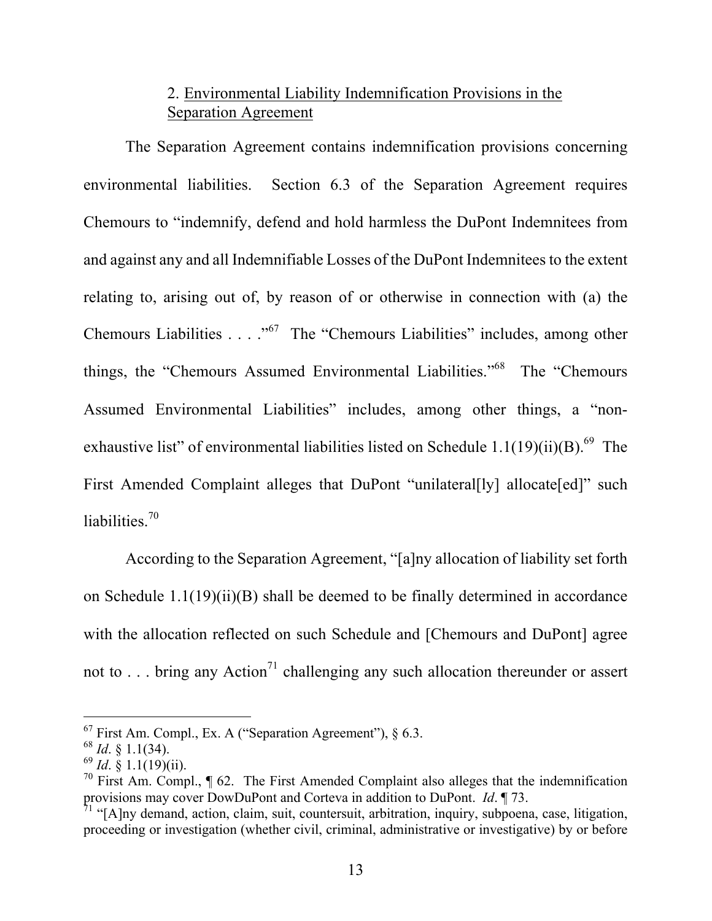### 2. Environmental Liability Indemnification Provisions in the Separation Agreement

The Separation Agreement contains indemnification provisions concerning environmental liabilities. Section 6.3 of the Separation Agreement requires Chemours to "indemnify, defend and hold harmless the DuPont Indemnitees from and against any and all Indemnifiable Losses of the DuPont Indemnitees to the extent relating to, arising out of, by reason of or otherwise in connection with (a) the Chemours Liabilities . . . ."[67] The "Chemours Liabilities" includes, among other things, the "Chemours Assumed Environmental Liabilities."[68] The "Chemours Assumed Environmental Liabilities" includes, among other things, a "non-exhaustive list" of environmental liabilities listed on Schedule 1.1(19)(ii)(B).[69] The First Amended Complaint alleges that DuPont "unilateral[ly] allocate[ed]" such liabilities.[70]

According to the Separation Agreement, "[a]ny allocation of liability set forth on Schedule 1.1(19)(ii)(B) shall be deemed to be finally determined in accordance with the allocation reflected on such Schedule and [Chemours and DuPont] agree not to . . . bring any Action[71] challenging any such allocation thereunder or assert

---

[67] First Am. Compl., Ex. A ("Separation Agreement"), § 6.3.

[68] *Id*. § 1.1(34).

[69] *Id*. § 1.1(19)(ii).

[70] First Am. Compl., ¶ 62. The First Amended Complaint also alleges that the indemnification provisions may cover DowDuPont and Corteva in addition to DuPont. *Id*. ¶ 73.

[71] "[A]ny demand, action, claim, suit, countersuit, arbitration, inquiry, subpoena, case, litigation, proceeding or investigation (whether civil, criminal, administrative or investigative) by or before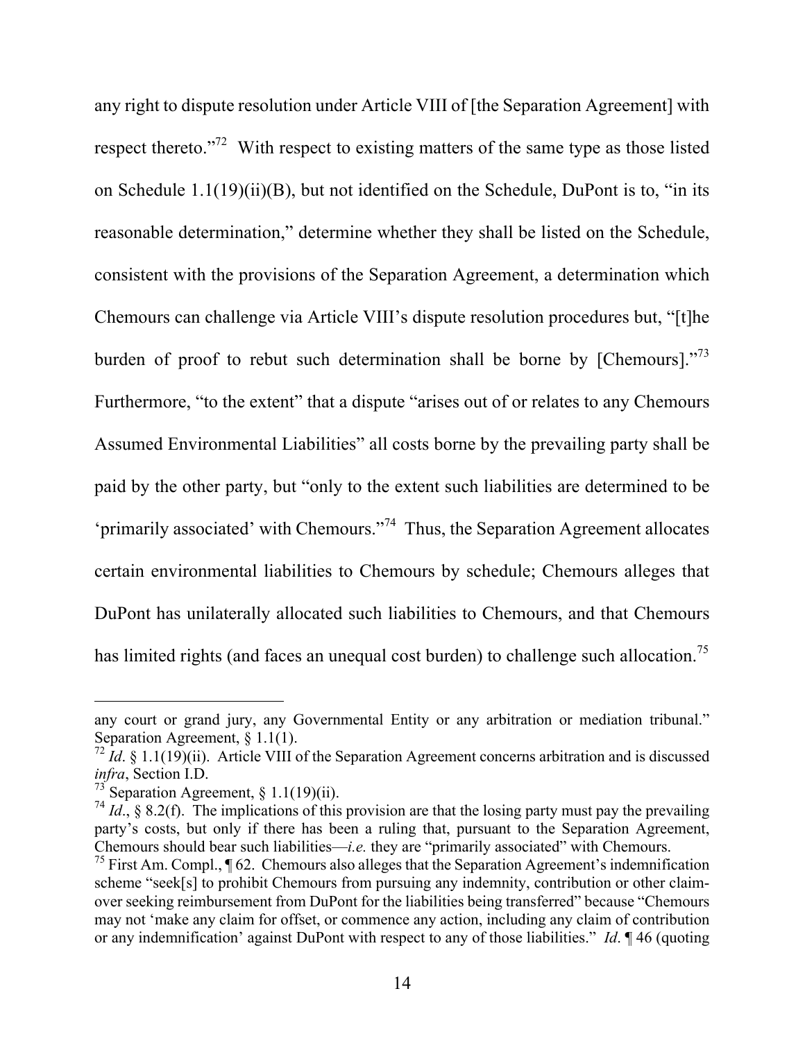any right to dispute resolution under Article VIII of [the Separation Agreement] with respect thereto."[72] With respect to existing matters of the same type as those listed on Schedule 1.1(19)(ii)(B), but not identified on the Schedule, DuPont is to, "in its reasonable determination," determine whether they shall be listed on the Schedule, consistent with the provisions of the Separation Agreement, a determination which Chemours can challenge via Article VIII's dispute resolution procedures but, "[t]he burden of proof to rebut such determination shall be borne by [Chemours]."[73] Furthermore, "to the extent" that a dispute "arises out of or relates to any Chemours Assumed Environmental Liabilities" all costs borne by the prevailing party shall be paid by the other party, but "only to the extent such liabilities are determined to be 'primarily associated' with Chemours."[74] Thus, the Separation Agreement allocates certain environmental liabilities to Chemours by schedule; Chemours alleges that DuPont has unilaterally allocated such liabilities to Chemours, and that Chemours has limited rights (and faces an unequal cost burden) to challenge such allocation.[75]

---

any court or grand jury, any Governmental Entity or any arbitration or mediation tribunal." Separation Agreement, § 1.1(1).

[72] *Id*. § 1.1(19)(ii). Article VIII of the Separation Agreement concerns arbitration and is discussed *infra*, Section I.D.

[73] Separation Agreement, § 1.1(19)(ii).

[74] *Id*., § 8.2(f). The implications of this provision are that the losing party must pay the prevailing party's costs, but only if there has been a ruling that, pursuant to the Separation Agreement, Chemours should bear such liabilities—*i.e.* they are "primarily associated" with Chemours.

[75] First Am. Compl., ¶ 62. Chemours also alleges that the Separation Agreement's indemnification scheme "seek[s] to prohibit Chemours from pursuing any indemnity, contribution or other claim-over seeking reimbursement from DuPont for the liabilities being transferred" because "Chemours may not 'make any claim for offset, or commence any action, including any claim of contribution or any indemnification' against DuPont with respect to any of those liabilities." *Id*. ¶ 46 (quoting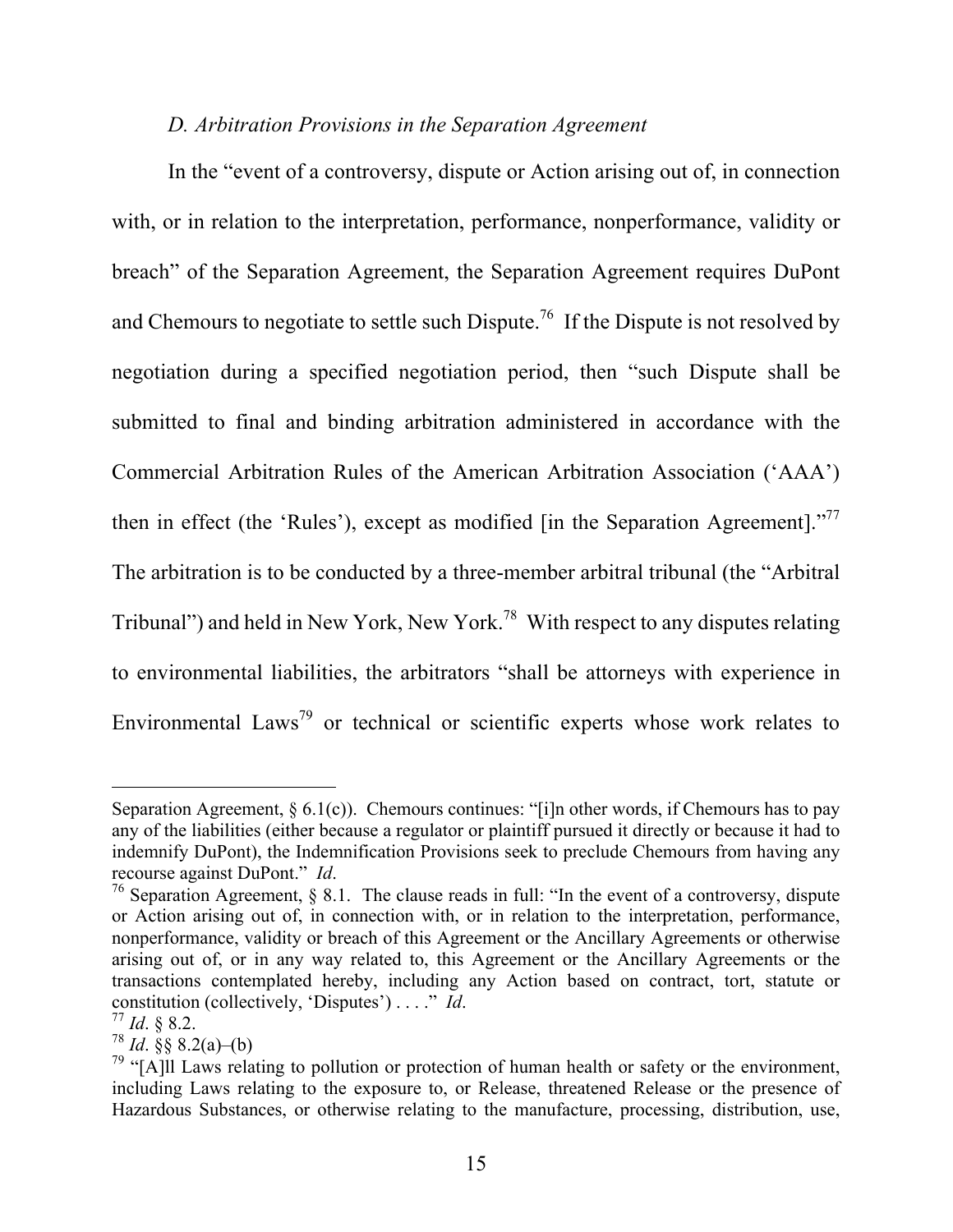*D. Arbitration Provisions in the Separation Agreement*

In the "event of a controversy, dispute or Action arising out of, in connection with, or in relation to the interpretation, performance, nonperformance, validity or breach" of the Separation Agreement, the Separation Agreement requires DuPont and Chemours to negotiate to settle such Dispute.[76] If the Dispute is not resolved by negotiation during a specified negotiation period, then "such Dispute shall be submitted to final and binding arbitration administered in accordance with the Commercial Arbitration Rules of the American Arbitration Association ('AAA') then in effect (the 'Rules'), except as modified [in the Separation Agreement]."[77] The arbitration is to be conducted by a three-member arbitral tribunal (the "Arbitral Tribunal") and held in New York, New York.[78] With respect to any disputes relating to environmental liabilities, the arbitrators "shall be attorneys with experience in Environmental Laws[79] or technical or scientific experts whose work relates to

---

Separation Agreement, § 6.1(c)). Chemours continues: "[i]n other words, if Chemours has to pay any of the liabilities (either because a regulator or plaintiff pursued it directly or because it had to indemnify DuPont), the Indemnification Provisions seek to preclude Chemours from having any recourse against DuPont." *Id*.

[76] Separation Agreement, § 8.1. The clause reads in full: "In the event of a controversy, dispute or Action arising out of, in connection with, or in relation to the interpretation, performance, nonperformance, validity or breach of this Agreement or the Ancillary Agreements or otherwise arising out of, or in any way related to, this Agreement or the Ancillary Agreements or the transactions contemplated hereby, including any Action based on contract, tort, statute or constitution (collectively, 'Disputes') . . . ." *Id*.

[77] *Id*. § 8.2.

[78] *Id*. §§ 8.2(a)–(b)

[79] "[A]ll Laws relating to pollution or protection of human health or safety or the environment, including Laws relating to the exposure to, or Release, threatened Release or the presence of Hazardous Substances, or otherwise relating to the manufacture, processing, distribution, use,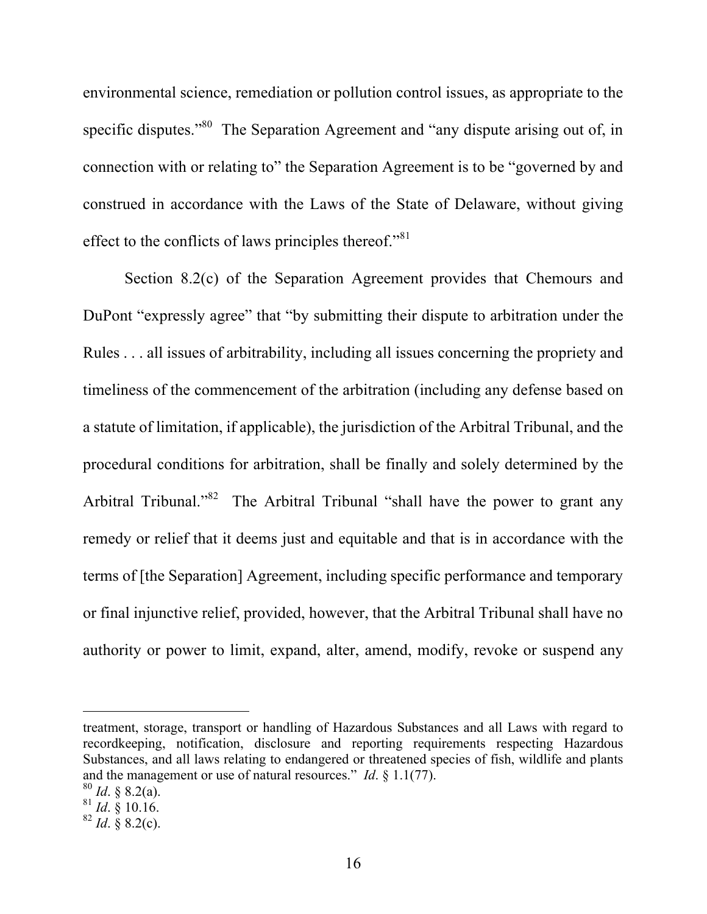environmental science, remediation or pollution control issues, as appropriate to the specific disputes."[80] The Separation Agreement and "any dispute arising out of, in connection with or relating to" the Separation Agreement is to be "governed by and construed in accordance with the Laws of the State of Delaware, without giving effect to the conflicts of laws principles thereof."[81]

Section 8.2(c) of the Separation Agreement provides that Chemours and DuPont "expressly agree" that "by submitting their dispute to arbitration under the Rules . . . all issues of arbitrability, including all issues concerning the propriety and timeliness of the commencement of the arbitration (including any defense based on a statute of limitation, if applicable), the jurisdiction of the Arbitral Tribunal, and the procedural conditions for arbitration, shall be finally and solely determined by the Arbitral Tribunal."[82] The Arbitral Tribunal "shall have the power to grant any remedy or relief that it deems just and equitable and that is in accordance with the terms of [the Separation] Agreement, including specific performance and temporary or final injunctive relief, provided, however, that the Arbitral Tribunal shall have no authority or power to limit, expand, alter, amend, modify, revoke or suspend any

---

treatment, storage, transport or handling of Hazardous Substances and all Laws with regard to recordkeeping, notification, disclosure and reporting requirements respecting Hazardous Substances, and all laws relating to endangered or threatened species of fish, wildlife and plants and the management or use of natural resources." *Id*. § 1.1(77).

[80] *Id*. § 8.2(a).

[81] *Id*. § 10.16.

[82] *Id*. § 8.2(c).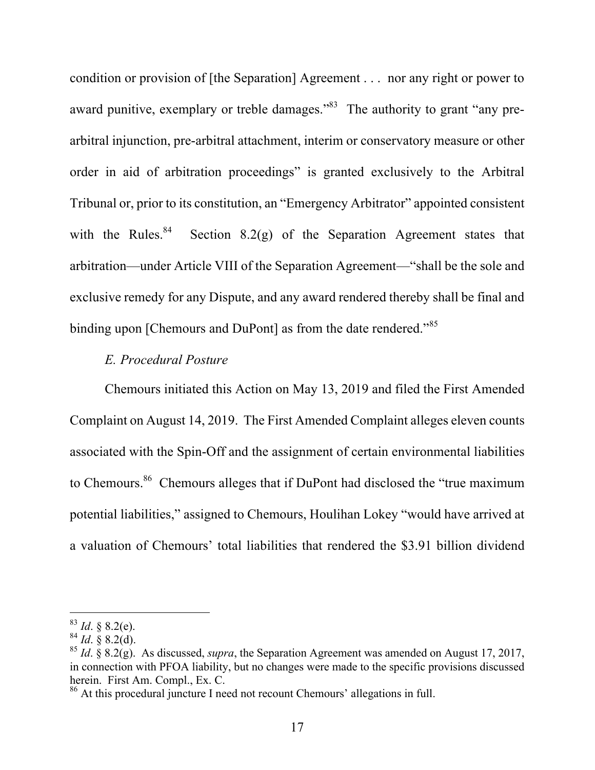condition or provision of [the Separation] Agreement . . . nor any right or power to award punitive, exemplary or treble damages."[83] The authority to grant "any pre-arbitral injunction, pre-arbitral attachment, interim or conservatory measure or other order in aid of arbitration proceedings" is granted exclusively to the Arbitral Tribunal or, prior to its constitution, an "Emergency Arbitrator" appointed consistent with the Rules.[84] Section 8.2(g) of the Separation Agreement states that arbitration—under Article VIII of the Separation Agreement—"shall be the sole and exclusive remedy for any Dispute, and any award rendered thereby shall be final and binding upon [Chemours and DuPont] as from the date rendered."[85]

*E. Procedural Posture*

Chemours initiated this Action on May 13, 2019 and filed the First Amended Complaint on August 14, 2019. The First Amended Complaint alleges eleven counts associated with the Spin-Off and the assignment of certain environmental liabilities to Chemours.[86] Chemours alleges that if DuPont had disclosed the "true maximum potential liabilities," assigned to Chemours, Houlihan Lokey "would have arrived at a valuation of Chemours' total liabilities that rendered the $3.91 billion dividend

---

[83] *Id*. § 8.2(e).

[84] *Id*. § 8.2(d).

[85] *Id*. § 8.2(g). As discussed, *supra*, the Separation Agreement was amended on August 17, 2017, in connection with PFOA liability, but no changes were made to the specific provisions discussed herein. First Am. Compl., Ex. C.

[86] At this procedural juncture I need not recount Chemours' allegations in full.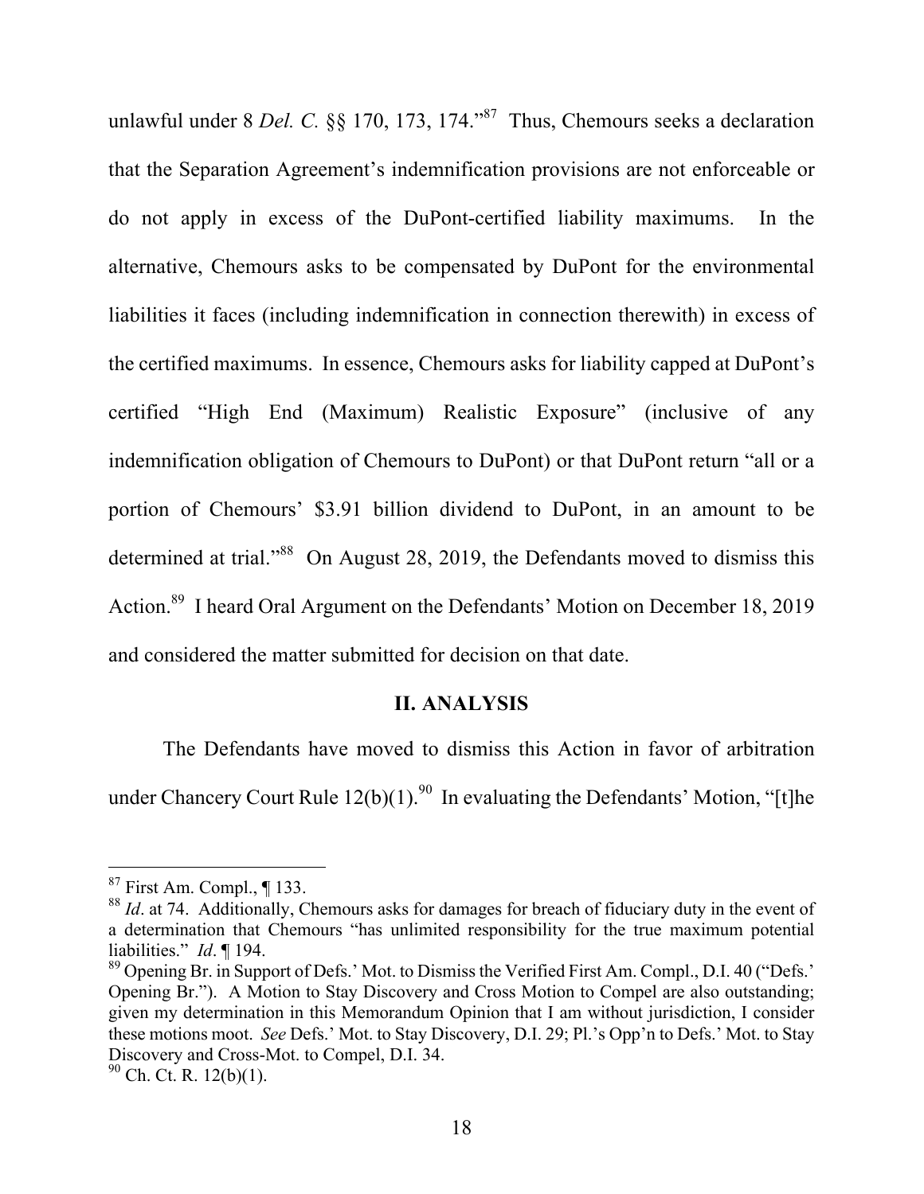unlawful under 8 *Del. C.* §§ 170, 173, 174."[87] Thus, Chemours seeks a declaration that the Separation Agreement's indemnification provisions are not enforceable or do not apply in excess of the DuPont-certified liability maximums. In the alternative, Chemours asks to be compensated by DuPont for the environmental liabilities it faces (including indemnification in connection therewith) in excess of the certified maximums. In essence, Chemours asks for liability capped at DuPont's certified "High End (Maximum) Realistic Exposure" (inclusive of any indemnification obligation of Chemours to DuPont) or that DuPont return "all or a portion of Chemours' $3.91 billion dividend to DuPont, in an amount to be determined at trial."[88] On August 28, 2019, the Defendants moved to dismiss this Action.[89] I heard Oral Argument on the Defendants' Motion on December 18, 2019 and considered the matter submitted for decision on that date.

## II. ANALYSIS

The Defendants have moved to dismiss this Action in favor of arbitration under Chancery Court Rule 12(b)(1).[90] In evaluating the Defendants' Motion, "[t]he

---

[87] First Am. Compl., ¶ 133.

[88] *Id*. at 74. Additionally, Chemours asks for damages for breach of fiduciary duty in the event of a determination that Chemours "has unlimited responsibility for the true maximum potential liabilities." *Id*. ¶ 194.

[89] Opening Br. in Support of Defs.' Mot. to Dismiss the Verified First Am. Compl., D.I. 40 ("Defs.' Opening Br."). A Motion to Stay Discovery and Cross Motion to Compel are also outstanding; given my determination in this Memorandum Opinion that I am without jurisdiction, I consider these motions moot. *See* Defs.' Mot. to Stay Discovery, D.I. 29; Pl.'s Opp'n to Defs.' Mot. to Stay Discovery and Cross-Mot. to Compel, D.I. 34.

[90] Ch. Ct. R. 12(b)(1).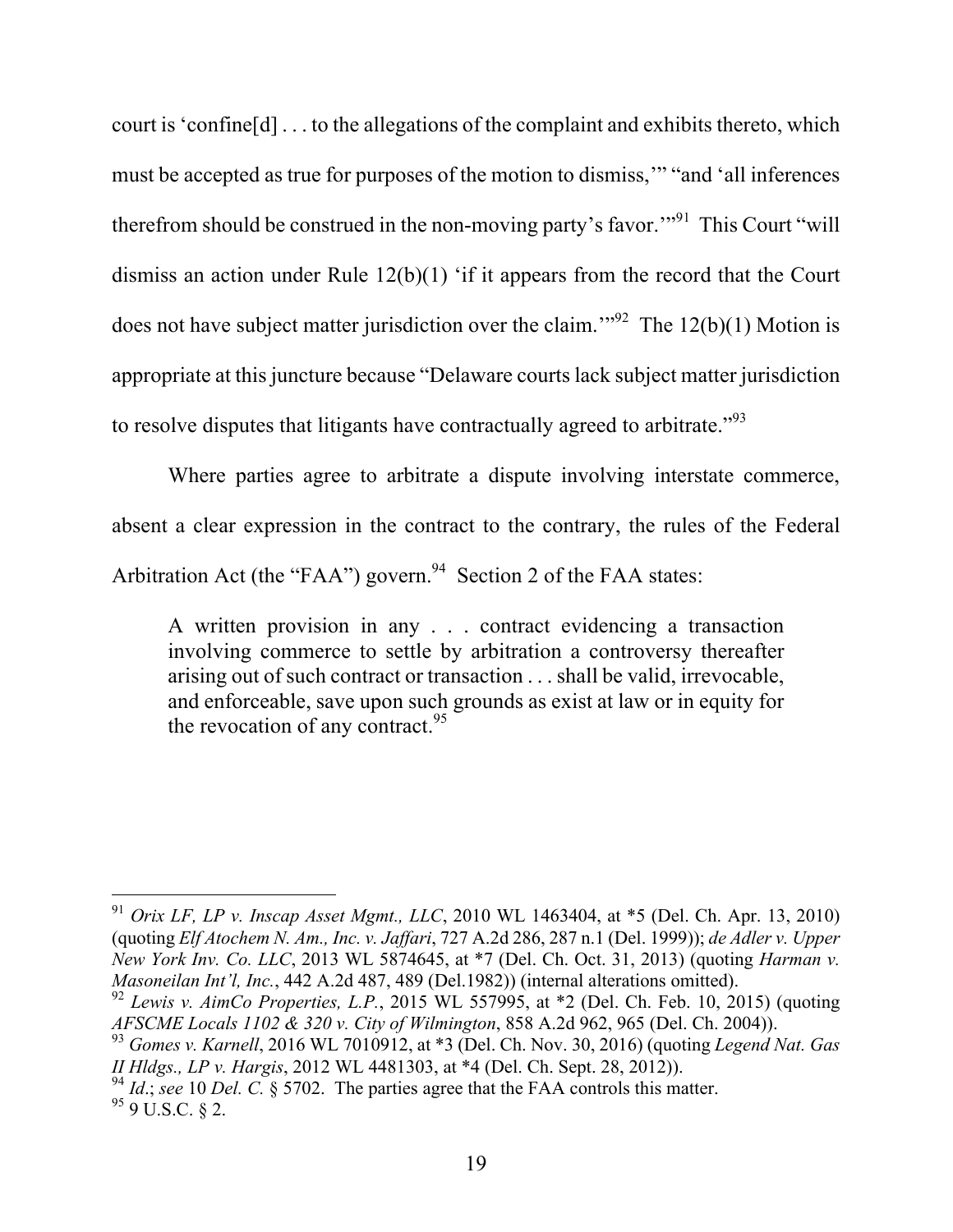court is 'confine[d] . . . to the allegations of the complaint and exhibits thereto, which must be accepted as true for purposes of the motion to dismiss,'" "and 'all inferences therefrom should be construed in the non-moving party's favor.'"[91] This Court "will dismiss an action under Rule 12(b)(1) 'if it appears from the record that the Court does not have subject matter jurisdiction over the claim.'"[92] The 12(b)(1) Motion is appropriate at this juncture because "Delaware courts lack subject matter jurisdiction to resolve disputes that litigants have contractually agreed to arbitrate."[93]

Where parties agree to arbitrate a dispute involving interstate commerce, absent a clear expression in the contract to the contrary, the rules of the Federal Arbitration Act (the "FAA") govern.[94] Section 2 of the FAA states:

> A written provision in any . . . contract evidencing a transaction involving commerce to settle by arbitration a controversy thereafter arising out of such contract or transaction . . . shall be valid, irrevocable, and enforceable, save upon such grounds as exist at law or in equity for the revocation of any contract.[95]

---

[91] *Orix LF, LP v. Inscap Asset Mgmt., LLC*, 2010 WL 1463404, at *5 (Del. Ch. Apr. 13, 2010) (quoting *Elf Atochem N. Am., Inc. v. Jaffari*, 727 A.2d 286, 287 n.1 (Del. 1999)); *de Adler v. Upper New York Inv. Co. LLC*, 2013 WL 5874645, at *7 (Del. Ch. Oct. 31, 2013) (quoting *Harman v. Masoneilan Int'l, Inc.*, 442 A.2d 487, 489 (Del.1982)) (internal alterations omitted).

[92] *Lewis v. AimCo Properties, L.P.*, 2015 WL 557995, at *2 (Del. Ch. Feb. 10, 2015) (quoting *AFSCME Locals 1102 & 320 v. City of Wilmington*, 858 A.2d 962, 965 (Del. Ch. 2004)).

[93] *Gomes v. Karnell*, 2016 WL 7010912, at *3 (Del. Ch. Nov. 30, 2016) (quoting *Legend Nat. Gas II Hldgs., LP v. Hargis*, 2012 WL 4481303, at *4 (Del. Ch. Sept. 28, 2012)).

[94] *Id*.; *see* 10 *Del. C.* § 5702. The parties agree that the FAA controls this matter.

[95] 9 U.S.C. § 2.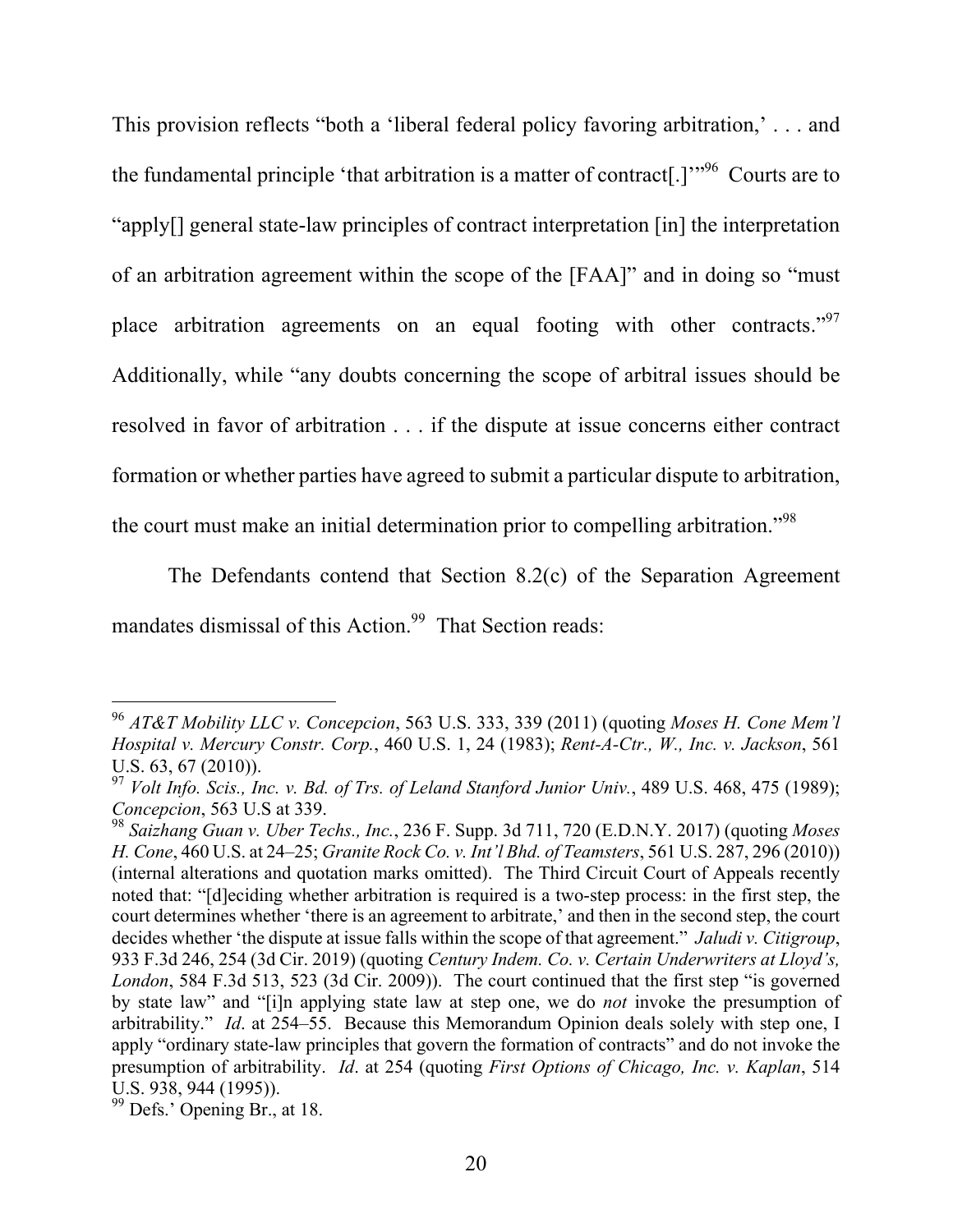This provision reflects "both a 'liberal federal policy favoring arbitration,' . . . and the fundamental principle 'that arbitration is a matter of contract[.]'"[96] Courts are to "apply[] general state-law principles of contract interpretation [in] the interpretation of an arbitration agreement within the scope of the [FAA]" and in doing so "must place arbitration agreements on an equal footing with other contracts."[97] Additionally, while "any doubts concerning the scope of arbitral issues should be resolved in favor of arbitration . . . if the dispute at issue concerns either contract formation or whether parties have agreed to submit a particular dispute to arbitration, the court must make an initial determination prior to compelling arbitration."[98]

The Defendants contend that Section 8.2(c) of the Separation Agreement mandates dismissal of this Action.[99] That Section reads:

---

[96] *AT&T Mobility LLC v. Concepcion*, 563 U.S. 333, 339 (2011) (quoting *Moses H. Cone Mem'l Hospital v. Mercury Constr. Corp.*, 460 U.S. 1, 24 (1983); *Rent-A-Ctr., W., Inc. v. Jackson*, 561 U.S. 63, 67 (2010)).

[97] *Volt Info. Scis., Inc. v. Bd. of Trs. of Leland Stanford Junior Univ.*, 489 U.S. 468, 475 (1989); *Concepcion*, 563 U.S at 339.

[98] *Saizhang Guan v. Uber Techs., Inc.*, 236 F. Supp. 3d 711, 720 (E.D.N.Y. 2017) (quoting *Moses H. Cone*, 460 U.S. at 24–25; *Granite Rock Co. v. Int'l Bhd. of Teamsters*, 561 U.S. 287, 296 (2010)) (internal alterations and quotation marks omitted). The Third Circuit Court of Appeals recently noted that: "[d]eciding whether arbitration is required is a two-step process: in the first step, the court determines whether 'there is an agreement to arbitrate,' and then in the second step, the court decides whether 'the dispute at issue falls within the scope of that agreement." *Jaludi v. Citigroup*, 933 F.3d 246, 254 (3d Cir. 2019) (quoting *Century Indem. Co. v. Certain Underwriters at Lloyd's, London*, 584 F.3d 513, 523 (3d Cir. 2009)). The court continued that the first step "is governed by state law" and "[i]n applying state law at step one, we do *not* invoke the presumption of arbitrability." *Id*. at 254–55. Because this Memorandum Opinion deals solely with step one, I apply "ordinary state-law principles that govern the formation of contracts" and do not invoke the presumption of arbitrability. *Id*. at 254 (quoting *First Options of Chicago, Inc. v. Kaplan*, 514 U.S. 938, 944 (1995)).

[99] Defs.' Opening Br., at 18.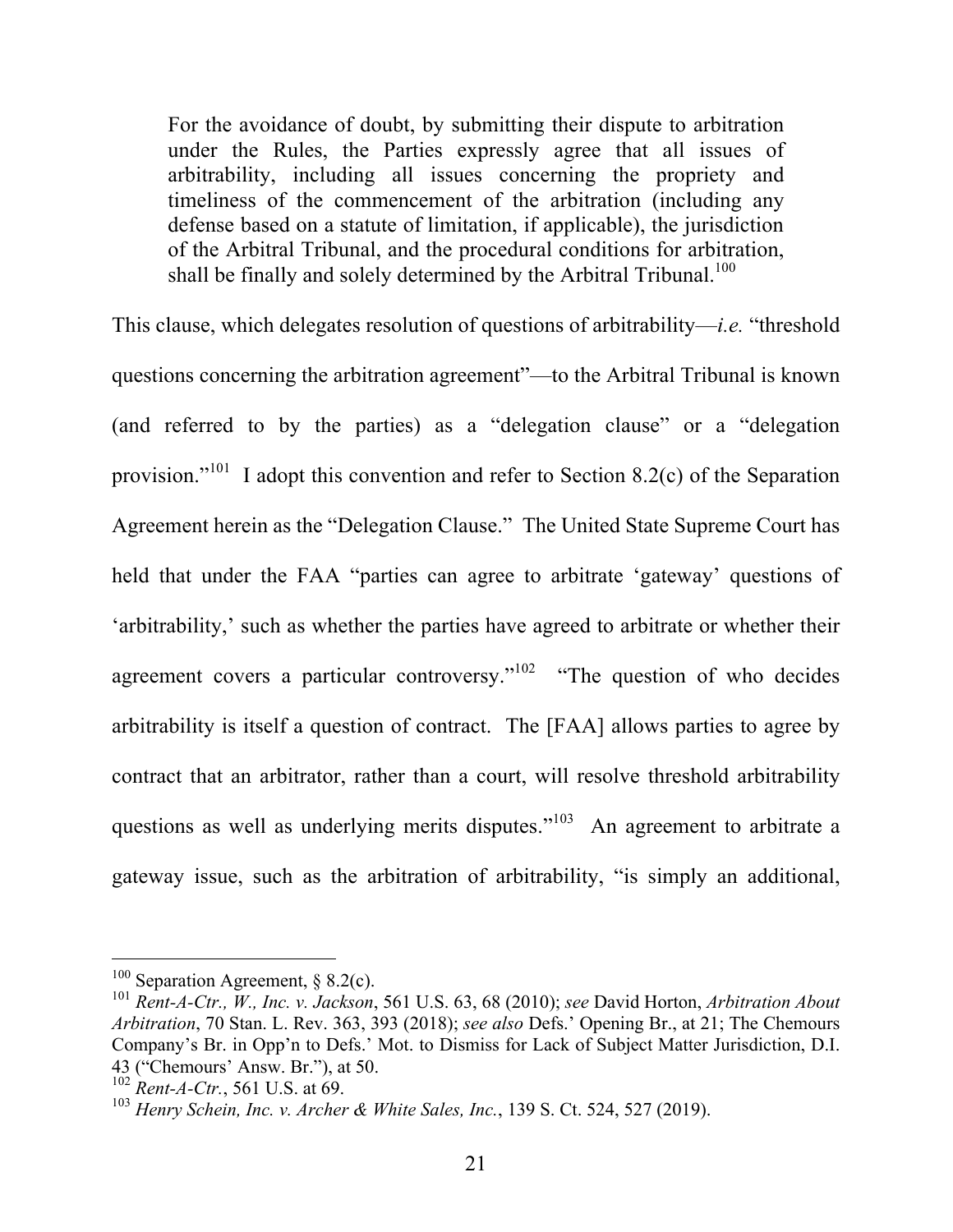> For the avoidance of doubt, by submitting their dispute to arbitration under the Rules, the Parties expressly agree that all issues of arbitrability, including all issues concerning the propriety and timeliness of the commencement of the arbitration (including any defense based on a statute of limitation, if applicable), the jurisdiction of the Arbitral Tribunal, and the procedural conditions for arbitration, shall be finally and solely determined by the Arbitral Tribunal.[100]

This clause, which delegates resolution of questions of arbitrability—*i.e.* "threshold questions concerning the arbitration agreement"—to the Arbitral Tribunal is known (and referred to by the parties) as a "delegation clause" or a "delegation provision."[101] I adopt this convention and refer to Section 8.2(c) of the Separation Agreement herein as the "Delegation Clause." The United State Supreme Court has held that under the FAA "parties can agree to arbitrate 'gateway' questions of 'arbitrability,' such as whether the parties have agreed to arbitrate or whether their agreement covers a particular controversy."[102] "The question of who decides arbitrability is itself a question of contract. The [FAA] allows parties to agree by contract that an arbitrator, rather than a court, will resolve threshold arbitrability questions as well as underlying merits disputes."[103] An agreement to arbitrate a gateway issue, such as the arbitration of arbitrability, "is simply an additional,

---

[100] Separation Agreement, § 8.2(c).

[101] *Rent-A-Ctr., W., Inc. v. Jackson*, 561 U.S. 63, 68 (2010); *see* David Horton, *Arbitration About Arbitration*, 70 Stan. L. Rev. 363, 393 (2018); *see also* Defs.' Opening Br., at 21; The Chemours Company's Br. in Opp'n to Defs.' Mot. to Dismiss for Lack of Subject Matter Jurisdiction, D.I. 43 ("Chemours' Answ. Br."), at 50.

[102] *Rent-A-Ctr.*, 561 U.S. at 69.

[103] *Henry Schein, Inc. v. Archer & White Sales, Inc.*, 139 S. Ct. 524, 527 (2019).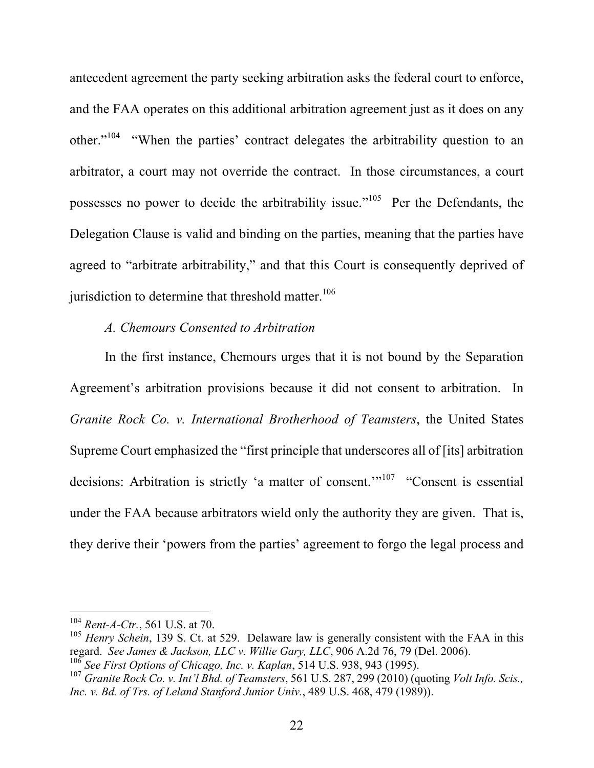antecedent agreement the party seeking arbitration asks the federal court to enforce, and the FAA operates on this additional arbitration agreement just as it does on any other."[104] "When the parties' contract delegates the arbitrability question to an arbitrator, a court may not override the contract. In those circumstances, a court possesses no power to decide the arbitrability issue."[105] Per the Defendants, the Delegation Clause is valid and binding on the parties, meaning that the parties have agreed to "arbitrate arbitrability," and that this Court is consequently deprived of jurisdiction to determine that threshold matter.[106]

*A. Chemours Consented to Arbitration*

In the first instance, Chemours urges that it is not bound by the Separation Agreement's arbitration provisions because it did not consent to arbitration. In *Granite Rock Co. v. International Brotherhood of Teamsters*, the United States Supreme Court emphasized the "first principle that underscores all of [its] arbitration decisions: Arbitration is strictly 'a matter of consent.'"[107] "Consent is essential under the FAA because arbitrators wield only the authority they are given. That is, they derive their 'powers from the parties' agreement to forgo the legal process and

---

[104] *Rent-A-Ctr.*, 561 U.S. at 70.

[105] *Henry Schein*, 139 S. Ct. at 529. Delaware law is generally consistent with the FAA in this regard. *See James & Jackson, LLC v. Willie Gary, LLC*, 906 A.2d 76, 79 (Del. 2006).

[106] *See First Options of Chicago, Inc. v. Kaplan*, 514 U.S. 938, 943 (1995).

[107] *Granite Rock Co. v. Int'l Bhd. of Teamsters*, 561 U.S. 287, 299 (2010) (quoting *Volt Info. Scis., Inc. v. Bd. of Trs. of Leland Stanford Junior Univ.*, 489 U.S. 468, 479 (1989)).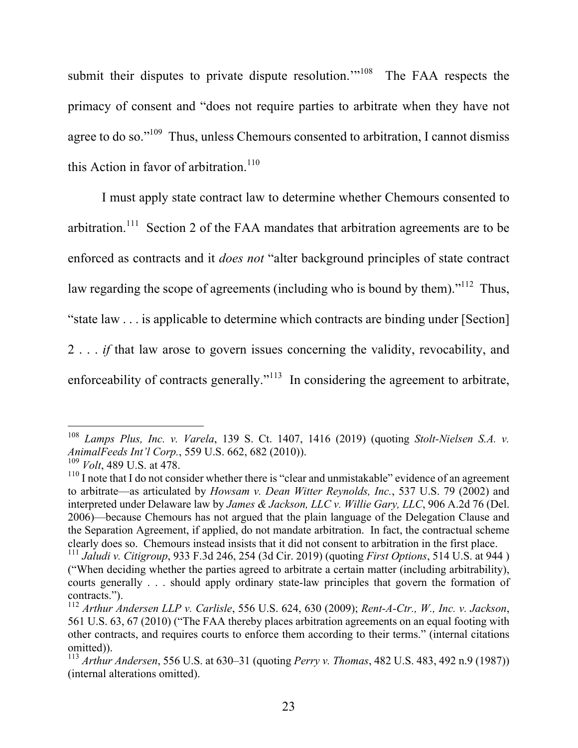submit their disputes to private dispute resolution.'"[108] The FAA respects the primacy of consent and "does not require parties to arbitrate when they have not agree to do so."[109] Thus, unless Chemours consented to arbitration, I cannot dismiss this Action in favor of arbitration.[110]

I must apply state contract law to determine whether Chemours consented to arbitration.[111] Section 2 of the FAA mandates that arbitration agreements are to be enforced as contracts and it *does not* "alter background principles of state contract law regarding the scope of agreements (including who is bound by them)."[112] Thus, "state law . . . is applicable to determine which contracts are binding under [Section] 2 . . . *if* that law arose to govern issues concerning the validity, revocability, and enforceability of contracts generally."[113] In considering the agreement to arbitrate,

---

[108] *Lamps Plus, Inc. v. Varela*, 139 S. Ct. 1407, 1416 (2019) (quoting *Stolt-Nielsen S.A. v. AnimalFeeds Int'l Corp.*, 559 U.S. 662, 682 (2010)).

[109] *Volt*, 489 U.S. at 478.

[110] I note that I do not consider whether there is "clear and unmistakable" evidence of an agreement to arbitrate—as articulated by *Howsam v. Dean Witter Reynolds, Inc.*, 537 U.S. 79 (2002) and interpreted under Delaware law by *James & Jackson, LLC v. Willie Gary, LLC*, 906 A.2d 76 (Del. 2006)—because Chemours has not argued that the plain language of the Delegation Clause and the Separation Agreement, if applied, do not mandate arbitration. In fact, the contractual scheme clearly does so. Chemours instead insists that it did not consent to arbitration in the first place.

[111] *Jaludi v. Citigroup*, 933 F.3d 246, 254 (3d Cir. 2019) (quoting *First Options*, 514 U.S. at 944 ) ("When deciding whether the parties agreed to arbitrate a certain matter (including arbitrability), courts generally . . . should apply ordinary state-law principles that govern the formation of contracts.").

[112] *Arthur Andersen LLP v. Carlisle*, 556 U.S. 624, 630 (2009); *Rent-A-Ctr., W., Inc. v. Jackson*, 561 U.S. 63, 67 (2010) ("The FAA thereby places arbitration agreements on an equal footing with other contracts, and requires courts to enforce them according to their terms." (internal citations omitted)).

[113] *Arthur Andersen*, 556 U.S. at 630–31 (quoting *Perry v. Thomas*, 482 U.S. 483, 492 n.9 (1987)) (internal alterations omitted).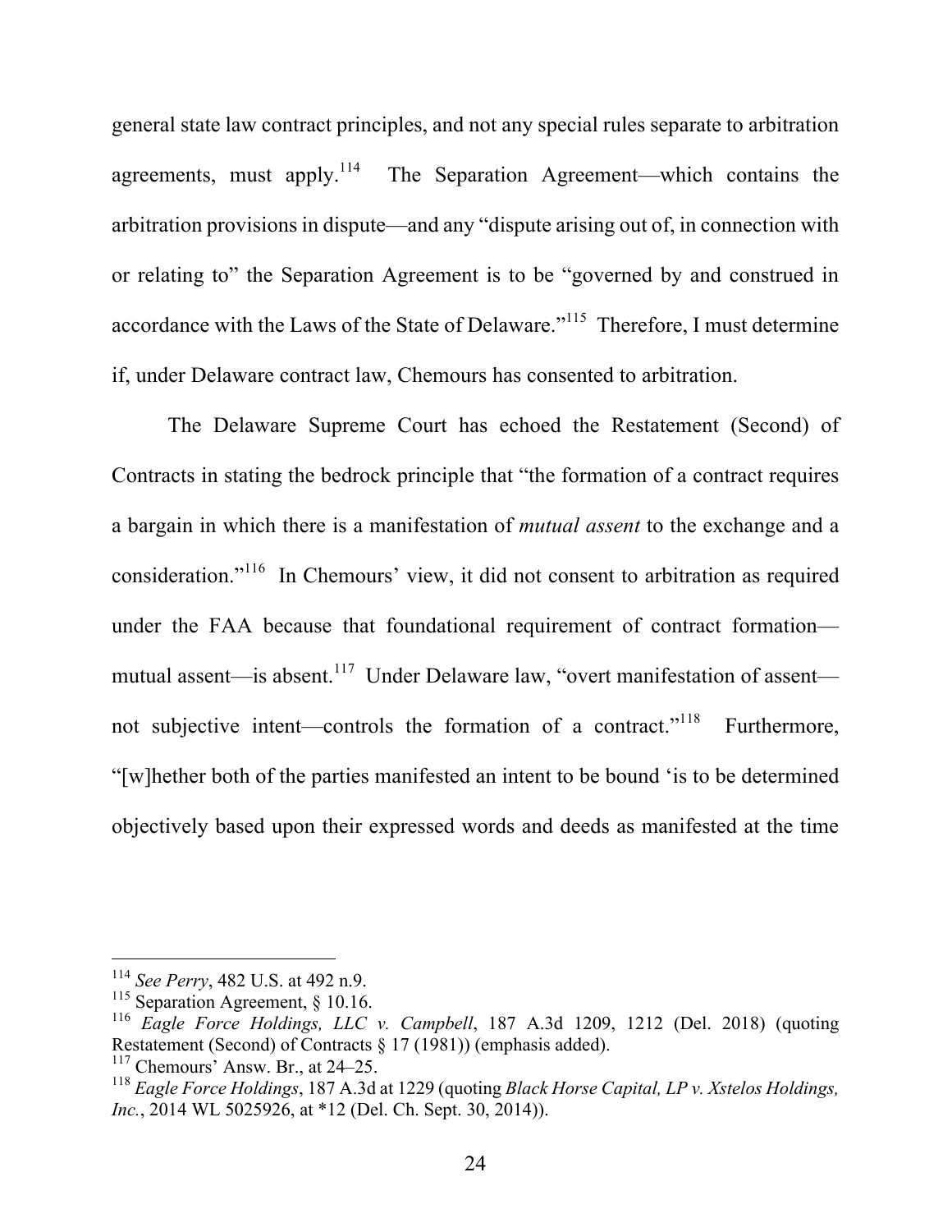general state law contract principles, and not any special rules separate to arbitration agreements, must apply.[114] The Separation Agreement—which contains the arbitration provisions in dispute—and any "dispute arising out of, in connection with or relating to" the Separation Agreement is to be "governed by and construed in accordance with the Laws of the State of Delaware."[115] Therefore, I must determine if, under Delaware contract law, Chemours has consented to arbitration.

The Delaware Supreme Court has echoed the Restatement (Second) of Contracts in stating the bedrock principle that "the formation of a contract requires a bargain in which there is a manifestation of *mutual assent* to the exchange and a consideration."[116] In Chemours' view, it did not consent to arbitration as required under the FAA because that foundational requirement of contract formation—mutual assent—is absent.[117] Under Delaware law, "overt manifestation of assent—not subjective intent—controls the formation of a contract."[118] Furthermore, "[w]hether both of the parties manifested an intent to be bound 'is to be determined objectively based upon their expressed words and deeds as manifested at the time

---

[114] *See Perry*, 482 U.S. at 492 n.9.

[115] Separation Agreement, § 10.16.

[116] *Eagle Force Holdings, LLC v. Campbell*, 187 A.3d 1209, 1212 (Del. 2018) (quoting Restatement (Second) of Contracts § 17 (1981)) (emphasis added).

[117] Chemours' Answ. Br., at 24–25.

[118] *Eagle Force Holdings*, 187 A.3d at 1229 (quoting *Black Horse Capital, LP v. Xstelos Holdings, Inc.*, 2014 WL 5025926, at *12 (Del. Ch. Sept. 30, 2014)).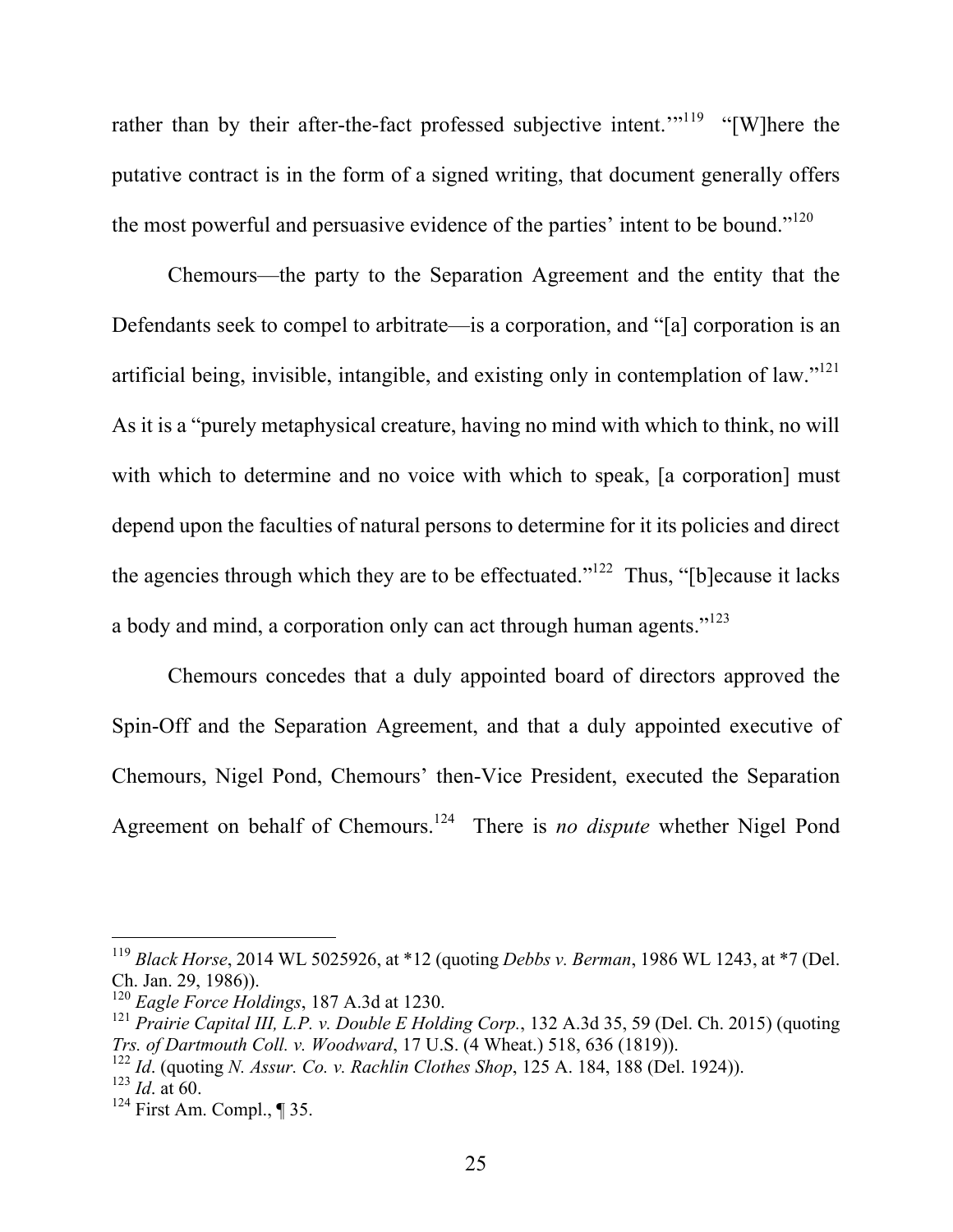rather than by their after-the-fact professed subjective intent.'"[119] "[W]here the putative contract is in the form of a signed writing, that document generally offers the most powerful and persuasive evidence of the parties' intent to be bound."[120]

Chemours—the party to the Separation Agreement and the entity that the Defendants seek to compel to arbitrate—is a corporation, and "[a] corporation is an artificial being, invisible, intangible, and existing only in contemplation of law."[121] As it is a "purely metaphysical creature, having no mind with which to think, no will with which to determine and no voice with which to speak, [a corporation] must depend upon the faculties of natural persons to determine for it its policies and direct the agencies through which they are to be effectuated."[122] Thus, "[b]ecause it lacks a body and mind, a corporation only can act through human agents."[123]

Chemours concedes that a duly appointed board of directors approved the Spin-Off and the Separation Agreement, and that a duly appointed executive of Chemours, Nigel Pond, Chemours' then-Vice President, executed the Separation Agreement on behalf of Chemours.[124] There is *no dispute* whether Nigel Pond

---

[119] *Black Horse*, 2014 WL 5025926, at *12 (quoting *Debbs v. Berman*, 1986 WL 1243, at *7 (Del. Ch. Jan. 29, 1986)).

[120] *Eagle Force Holdings*, 187 A.3d at 1230.

[121] *Prairie Capital III, L.P. v. Double E Holding Corp.*, 132 A.3d 35, 59 (Del. Ch. 2015) (quoting *Trs. of Dartmouth Coll. v. Woodward*, 17 U.S. (4 Wheat.) 518, 636 (1819)).

[122] *Id*. (quoting *N. Assur. Co. v. Rachlin Clothes Shop*, 125 A. 184, 188 (Del. 1924)).

[123] *Id*. at 60.

[124] First Am. Compl., ¶ 35.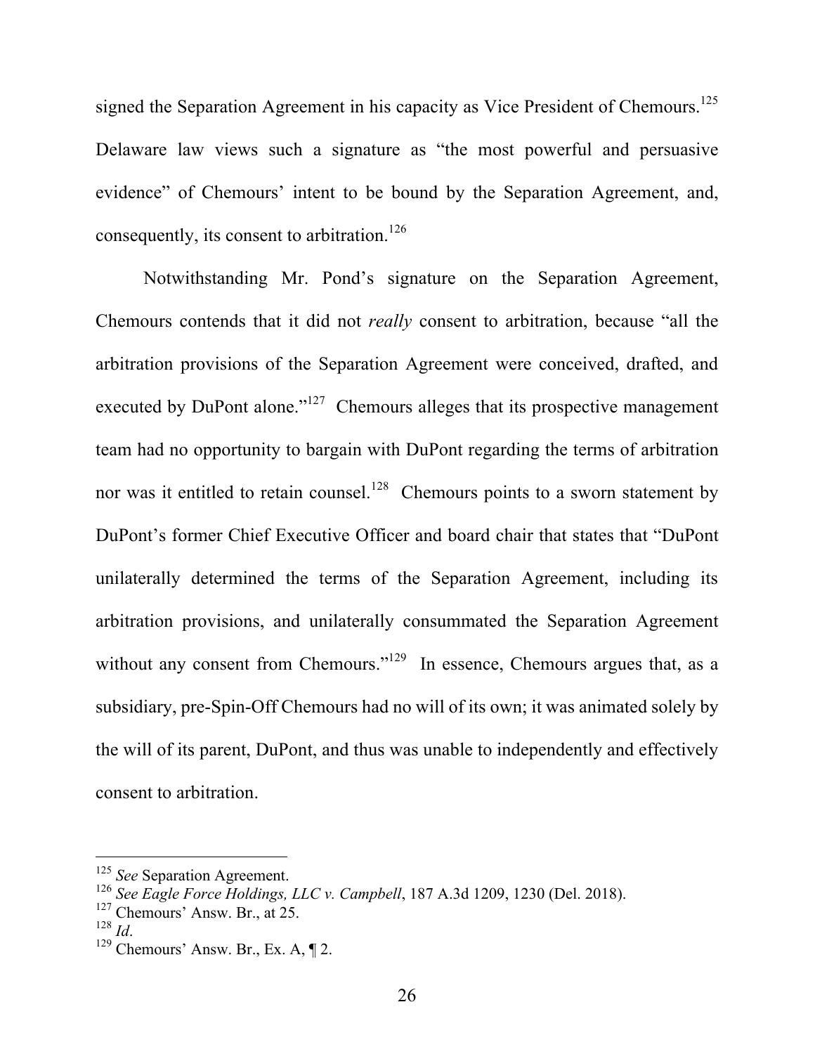signed the Separation Agreement in his capacity as Vice President of Chemours.[125] Delaware law views such a signature as "the most powerful and persuasive evidence" of Chemours' intent to be bound by the Separation Agreement, and, consequently, its consent to arbitration.[126]

Notwithstanding Mr. Pond's signature on the Separation Agreement, Chemours contends that it did not *really* consent to arbitration, because "all the arbitration provisions of the Separation Agreement were conceived, drafted, and executed by DuPont alone."[127] Chemours alleges that its prospective management team had no opportunity to bargain with DuPont regarding the terms of arbitration nor was it entitled to retain counsel.[128] Chemours points to a sworn statement by DuPont's former Chief Executive Officer and board chair that states that "DuPont unilaterally determined the terms of the Separation Agreement, including its arbitration provisions, and unilaterally consummated the Separation Agreement without any consent from Chemours."[129] In essence, Chemours argues that, as a subsidiary, pre-Spin-Off Chemours had no will of its own; it was animated solely by the will of its parent, DuPont, and thus was unable to independently and effectively consent to arbitration.

---

[125] *See* Separation Agreement.

[126] *See Eagle Force Holdings, LLC v. Campbell*, 187 A.3d 1209, 1230 (Del. 2018).

[127] Chemours' Answ. Br., at 25.

[128] *Id*.

[129] Chemours' Answ. Br., Ex. A, ¶ 2.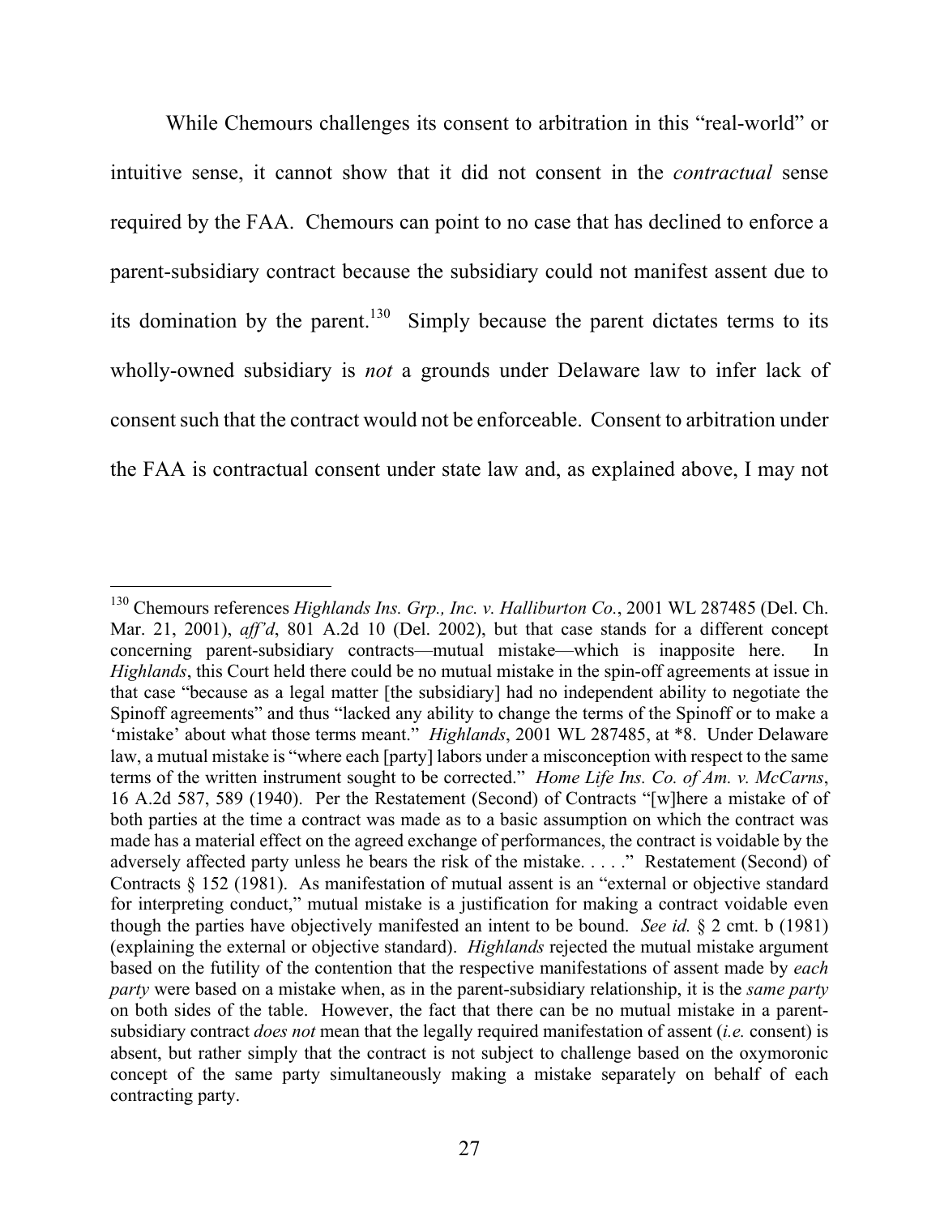While Chemours challenges its consent to arbitration in this "real-world" or intuitive sense, it cannot show that it did not consent in the *contractual* sense required by the FAA. Chemours can point to no case that has declined to enforce a parent-subsidiary contract because the subsidiary could not manifest assent due to its domination by the parent.[130] Simply because the parent dictates terms to its wholly-owned subsidiary is *not* a grounds under Delaware law to infer lack of consent such that the contract would not be enforceable. Consent to arbitration under the FAA is contractual consent under state law and, as explained above, I may not

---

[130] Chemours references *Highlands Ins. Grp., Inc. v. Halliburton Co.*, 2001 WL 287485 (Del. Ch. Mar. 21, 2001), *aff'd*, 801 A.2d 10 (Del. 2002), but that case stands for a different concept concerning parent-subsidiary contracts—mutual mistake—which is inapposite here. In *Highlands*, this Court held there could be no mutual mistake in the spin-off agreements at issue in that case "because as a legal matter [the subsidiary] had no independent ability to negotiate the Spinoff agreements" and thus "lacked any ability to change the terms of the Spinoff or to make a 'mistake' about what those terms meant." *Highlands*, 2001 WL 287485, at *8. Under Delaware law, a mutual mistake is "where each [party] labors under a misconception with respect to the same terms of the written instrument sought to be corrected." *Home Life Ins. Co. of Am. v. McCarns*, 16 A.2d 587, 589 (1940). Per the Restatement (Second) of Contracts "[w]here a mistake of of both parties at the time a contract was made as to a basic assumption on which the contract was made has a material effect on the agreed exchange of performances, the contract is voidable by the adversely affected party unless he bears the risk of the mistake. . . . ." Restatement (Second) of Contracts § 152 (1981). As manifestation of mutual assent is an "external or objective standard for interpreting conduct," mutual mistake is a justification for making a contract voidable even though the parties have objectively manifested an intent to be bound. *See id.* § 2 cmt. b (1981) (explaining the external or objective standard). *Highlands* rejected the mutual mistake argument based on the futility of the contention that the respective manifestations of assent made by *each party* were based on a mistake when, as in the parent-subsidiary relationship, it is the *same party* on both sides of the table. However, the fact that there can be no mutual mistake in a parent-subsidiary contract *does not* mean that the legally required manifestation of assent (*i.e.* consent) is absent, but rather simply that the contract is not subject to challenge based on the oxymoronic concept of the same party simultaneously making a mistake separately on behalf of each contracting party.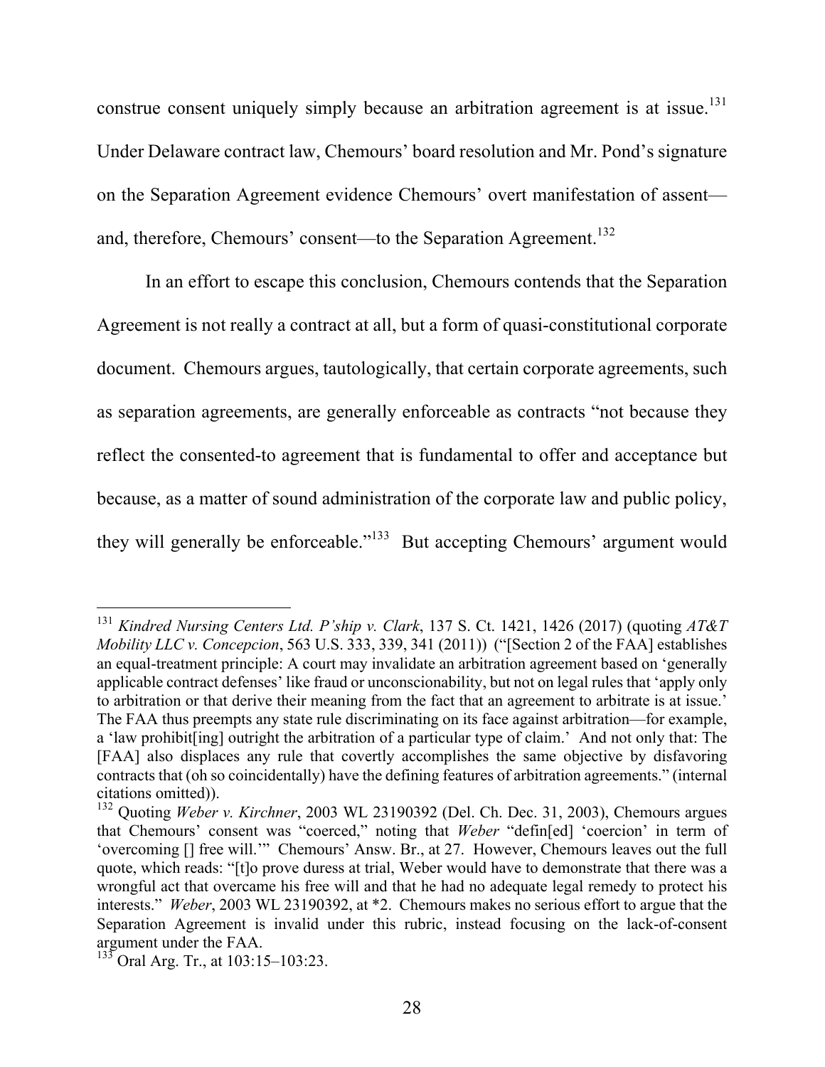construe consent uniquely simply because an arbitration agreement is at issue.[131] Under Delaware contract law, Chemours' board resolution and Mr. Pond's signature on the Separation Agreement evidence Chemours' overt manifestation of assent—and, therefore, Chemours' consent—to the Separation Agreement.[132]

In an effort to escape this conclusion, Chemours contends that the Separation Agreement is not really a contract at all, but a form of quasi-constitutional corporate document. Chemours argues, tautologically, that certain corporate agreements, such as separation agreements, are generally enforceable as contracts "not because they reflect the consented-to agreement that is fundamental to offer and acceptance but because, as a matter of sound administration of the corporate law and public policy, they will generally be enforceable."[133] But accepting Chemours' argument would

---

[131] *Kindred Nursing Centers Ltd. P'ship v. Clark*, 137 S. Ct. 1421, 1426 (2017) (quoting *AT&T Mobility LLC v. Concepcion*, 563 U.S. 333, 339, 341 (2011)) ("[Section 2 of the FAA] establishes an equal-treatment principle: A court may invalidate an arbitration agreement based on 'generally applicable contract defenses' like fraud or unconscionability, but not on legal rules that 'apply only to arbitration or that derive their meaning from the fact that an agreement to arbitrate is at issue.' The FAA thus preempts any state rule discriminating on its face against arbitration—for example, a 'law prohibit[ing] outright the arbitration of a particular type of claim.' And not only that: The [FAA] also displaces any rule that covertly accomplishes the same objective by disfavoring contracts that (oh so coincidentally) have the defining features of arbitration agreements." (internal citations omitted)).

[132] Quoting *Weber v. Kirchner*, 2003 WL 23190392 (Del. Ch. Dec. 31, 2003), Chemours argues that Chemours' consent was "coerced," noting that *Weber* "defin[ed] 'coercion' in term of 'overcoming [] free will.'" Chemours' Answ. Br., at 27. However, Chemours leaves out the full quote, which reads: "[t]o prove duress at trial, Weber would have to demonstrate that there was a wrongful act that overcame his free will and that he had no adequate legal remedy to protect his interests." *Weber*, 2003 WL 23190392, at *2. Chemours makes no serious effort to argue that the Separation Agreement is invalid under this rubric, instead focusing on the lack-of-consent argument under the FAA.

[133] Oral Arg. Tr., at 103:15–103:23.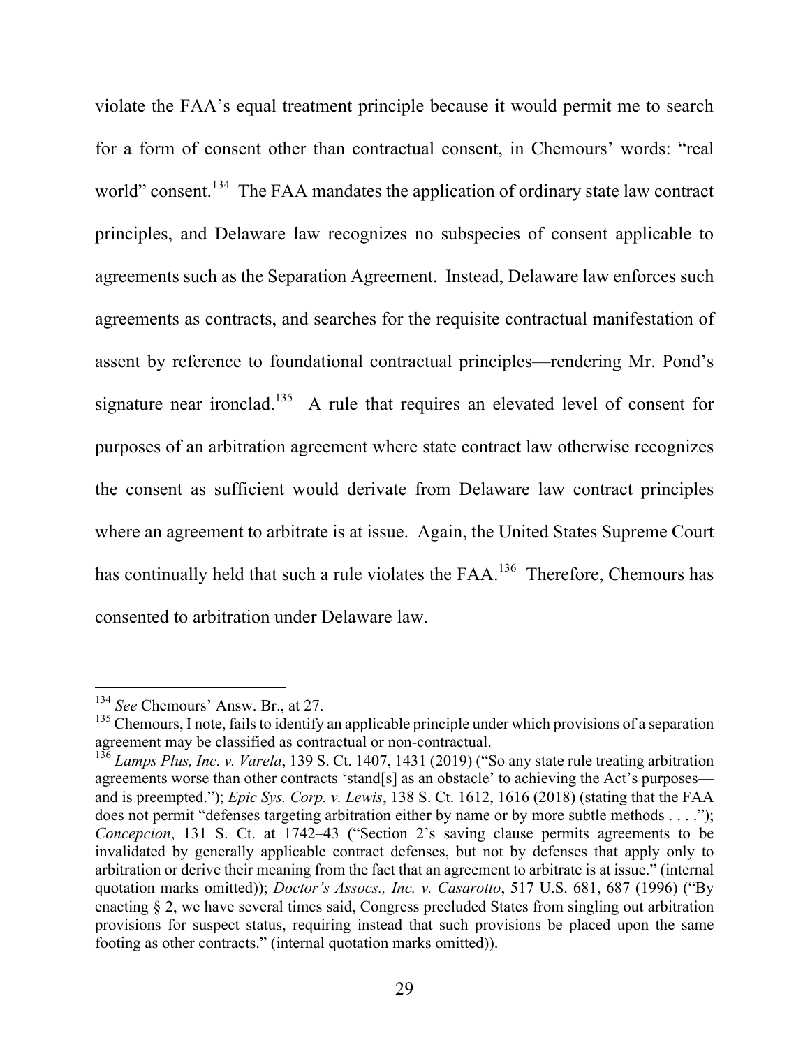violate the FAA's equal treatment principle because it would permit me to search for a form of consent other than contractual consent, in Chemours' words: "real world" consent.[134] The FAA mandates the application of ordinary state law contract principles, and Delaware law recognizes no subspecies of consent applicable to agreements such as the Separation Agreement. Instead, Delaware law enforces such agreements as contracts, and searches for the requisite contractual manifestation of assent by reference to foundational contractual principles—rendering Mr. Pond's signature near ironclad.[135] A rule that requires an elevated level of consent for purposes of an arbitration agreement where state contract law otherwise recognizes the consent as sufficient would derivate from Delaware law contract principles where an agreement to arbitrate is at issue. Again, the United States Supreme Court has continually held that such a rule violates the FAA.[136] Therefore, Chemours has consented to arbitration under Delaware law.

---

[134] *See* Chemours' Answ. Br., at 27.

[135] Chemours, I note, fails to identify an applicable principle under which provisions of a separation agreement may be classified as contractual or non-contractual.

[136] *Lamps Plus, Inc. v. Varela*, 139 S. Ct. 1407, 1431 (2019) ("So any state rule treating arbitration agreements worse than other contracts 'stand[s] as an obstacle' to achieving the Act's purposes—and is preempted."); *Epic Sys. Corp. v. Lewis*, 138 S. Ct. 1612, 1616 (2018) (stating that the FAA does not permit "defenses targeting arbitration either by name or by more subtle methods . . . ."); *Concepcion*, 131 S. Ct. at 1742–43 ("Section 2's saving clause permits agreements to be invalidated by generally applicable contract defenses, but not by defenses that apply only to arbitration or derive their meaning from the fact that an agreement to arbitrate is at issue." (internal quotation marks omitted)); *Doctor's Assocs., Inc. v. Casarotto*, 517 U.S. 681, 687 (1996) ("By enacting § 2, we have several times said, Congress precluded States from singling out arbitration provisions for suspect status, requiring instead that such provisions be placed upon the same footing as other contracts." (internal quotation marks omitted)).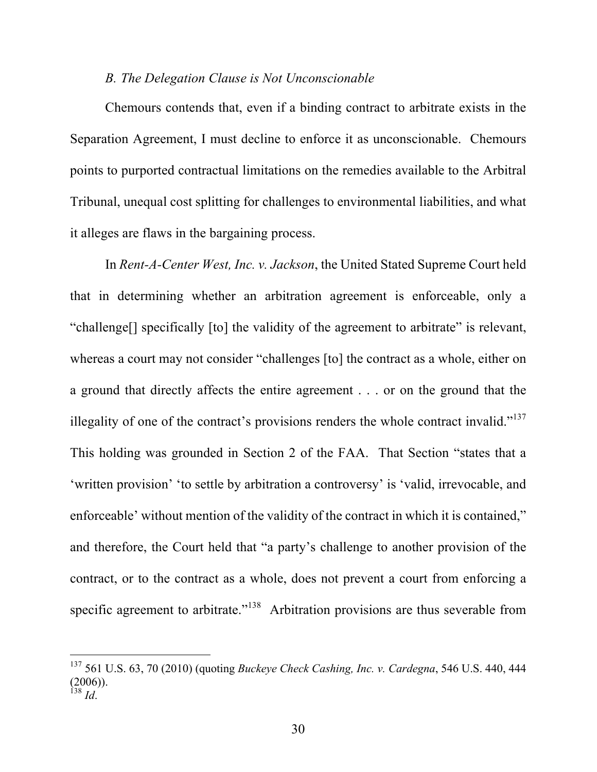*B. The Delegation Clause is Not Unconscionable*

Chemours contends that, even if a binding contract to arbitrate exists in the Separation Agreement, I must decline to enforce it as unconscionable. Chemours points to purported contractual limitations on the remedies available to the Arbitral Tribunal, unequal cost splitting for challenges to environmental liabilities, and what it alleges are flaws in the bargaining process.

In *Rent-A-Center West, Inc. v. Jackson*, the United Stated Supreme Court held that in determining whether an arbitration agreement is enforceable, only a "challenge[] specifically [to] the validity of the agreement to arbitrate" is relevant, whereas a court may not consider "challenges [to] the contract as a whole, either on a ground that directly affects the entire agreement . . . or on the ground that the illegality of one of the contract's provisions renders the whole contract invalid."[137] This holding was grounded in Section 2 of the FAA. That Section "states that a 'written provision' 'to settle by arbitration a controversy' is 'valid, irrevocable, and enforceable' without mention of the validity of the contract in which it is contained," and therefore, the Court held that "a party's challenge to another provision of the contract, or to the contract as a whole, does not prevent a court from enforcing a specific agreement to arbitrate."[138] Arbitration provisions are thus severable from

---

[137] 561 U.S. 63, 70 (2010) (quoting *Buckeye Check Cashing, Inc. v. Cardegna*, 546 U.S. 440, 444 (2006)).

[138] *Id*.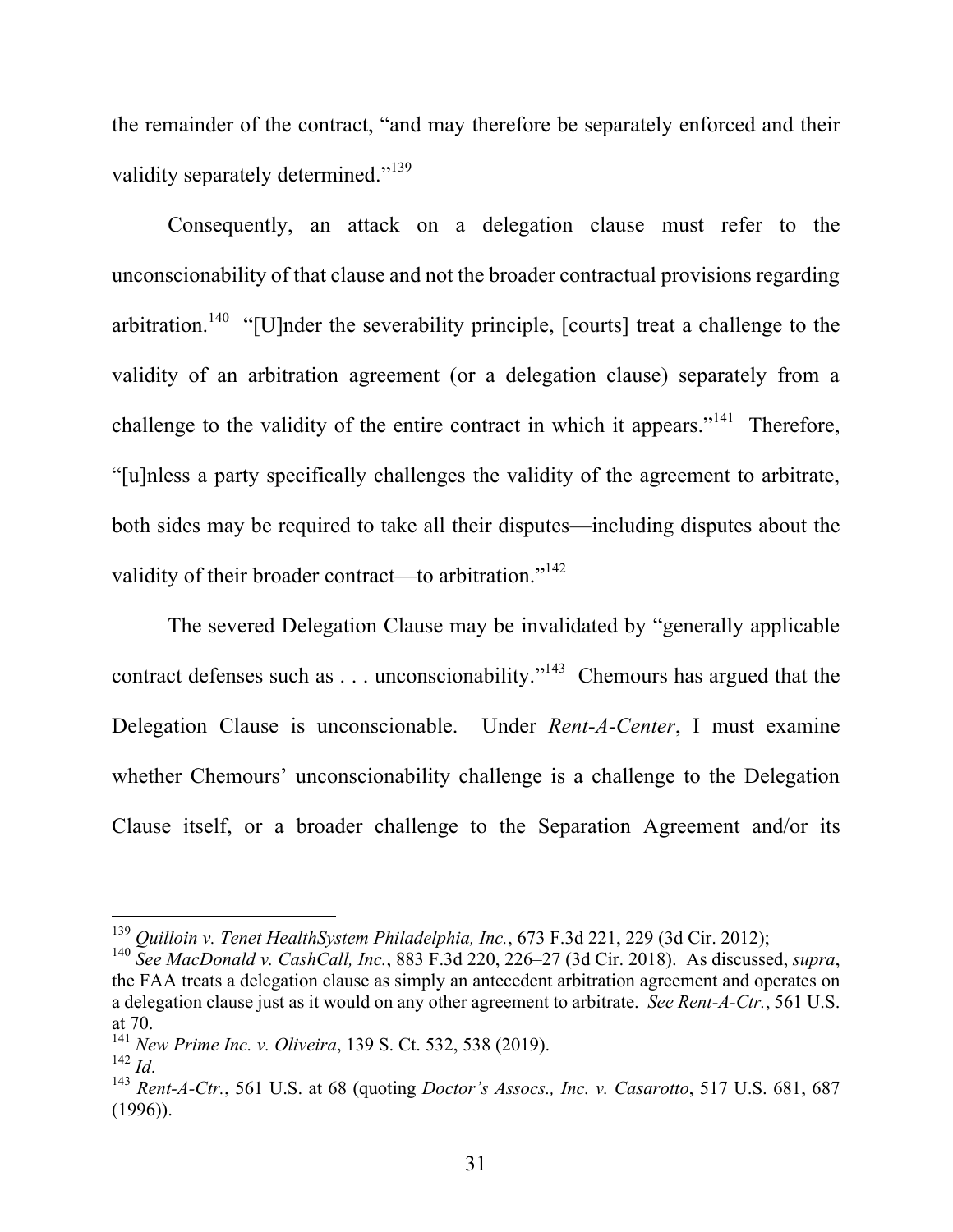the remainder of the contract, "and may therefore be separately enforced and their validity separately determined."[139]

Consequently, an attack on a delegation clause must refer to the unconscionability of that clause and not the broader contractual provisions regarding arbitration.[140] "[U]nder the severability principle, [courts] treat a challenge to the validity of an arbitration agreement (or a delegation clause) separately from a challenge to the validity of the entire contract in which it appears."[141] Therefore, "[u]nless a party specifically challenges the validity of the agreement to arbitrate, both sides may be required to take all their disputes—including disputes about the validity of their broader contract—to arbitration."[142]

The severed Delegation Clause may be invalidated by "generally applicable contract defenses such as . . . unconscionability."[143] Chemours has argued that the Delegation Clause is unconscionable. Under *Rent-A-Center*, I must examine whether Chemours' unconscionability challenge is a challenge to the Delegation Clause itself, or a broader challenge to the Separation Agreement and/or its

---

[139] *Quilloin v. Tenet HealthSystem Philadelphia, Inc.*, 673 F.3d 221, 229 (3d Cir. 2012);

[140] *See MacDonald v. CashCall, Inc.*, 883 F.3d 220, 226–27 (3d Cir. 2018). As discussed, *supra*, the FAA treats a delegation clause as simply an antecedent arbitration agreement and operates on a delegation clause just as it would on any other agreement to arbitrate. *See Rent-A-Ctr.*, 561 U.S. at 70.

[141] *New Prime Inc. v. Oliveira*, 139 S. Ct. 532, 538 (2019).

[142] *Id*.

[143] *Rent-A-Ctr.*, 561 U.S. at 68 (quoting *Doctor's Assocs., Inc. v. Casarotto*, 517 U.S. 681, 687 (1996)).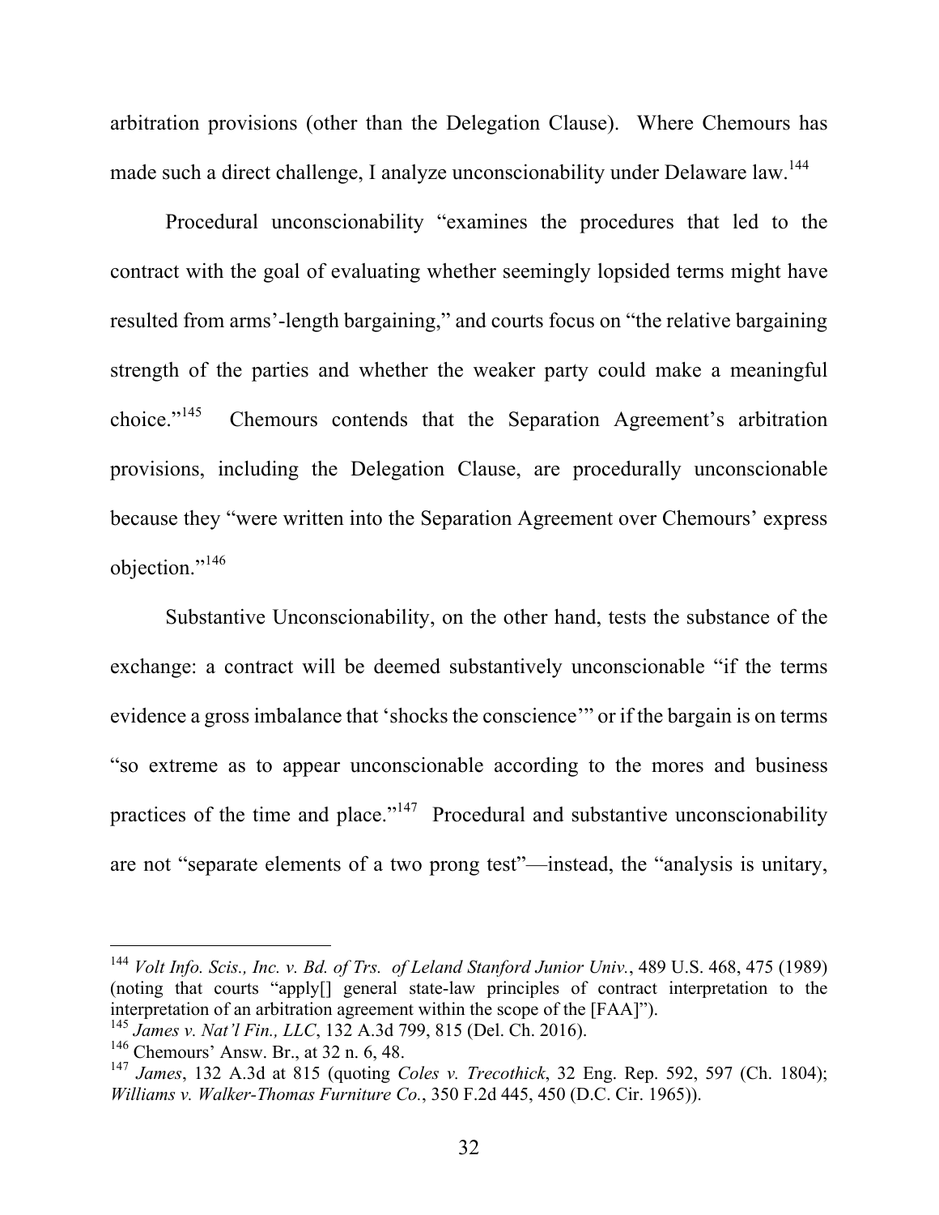arbitration provisions (other than the Delegation Clause). Where Chemours has made such a direct challenge, I analyze unconscionability under Delaware law.[144]

Procedural unconscionability "examines the procedures that led to the contract with the goal of evaluating whether seemingly lopsided terms might have resulted from arms'-length bargaining," and courts focus on "the relative bargaining strength of the parties and whether the weaker party could make a meaningful choice."[145] Chemours contends that the Separation Agreement's arbitration provisions, including the Delegation Clause, are procedurally unconscionable because they "were written into the Separation Agreement over Chemours' express objection."[146]

Substantive Unconscionability, on the other hand, tests the substance of the exchange: a contract will be deemed substantively unconscionable "if the terms evidence a gross imbalance that 'shocks the conscience'" or if the bargain is on terms "so extreme as to appear unconscionable according to the mores and business practices of the time and place."[147] Procedural and substantive unconscionability are not "separate elements of a two prong test"—instead, the "analysis is unitary,

---

[144] *Volt Info. Scis., Inc. v. Bd. of Trs. of Leland Stanford Junior Univ.*, 489 U.S. 468, 475 (1989) (noting that courts "apply[] general state-law principles of contract interpretation to the interpretation of an arbitration agreement within the scope of the [FAA]").

[145] *James v. Nat'l Fin., LLC*, 132 A.3d 799, 815 (Del. Ch. 2016).

[146] Chemours' Answ. Br., at 32 n. 6, 48.

[147] *James*, 132 A.3d at 815 (quoting *Coles v. Trecothick*, 32 Eng. Rep. 592, 597 (Ch. 1804); *Williams v. Walker-Thomas Furniture Co.*, 350 F.2d 445, 450 (D.C. Cir. 1965)).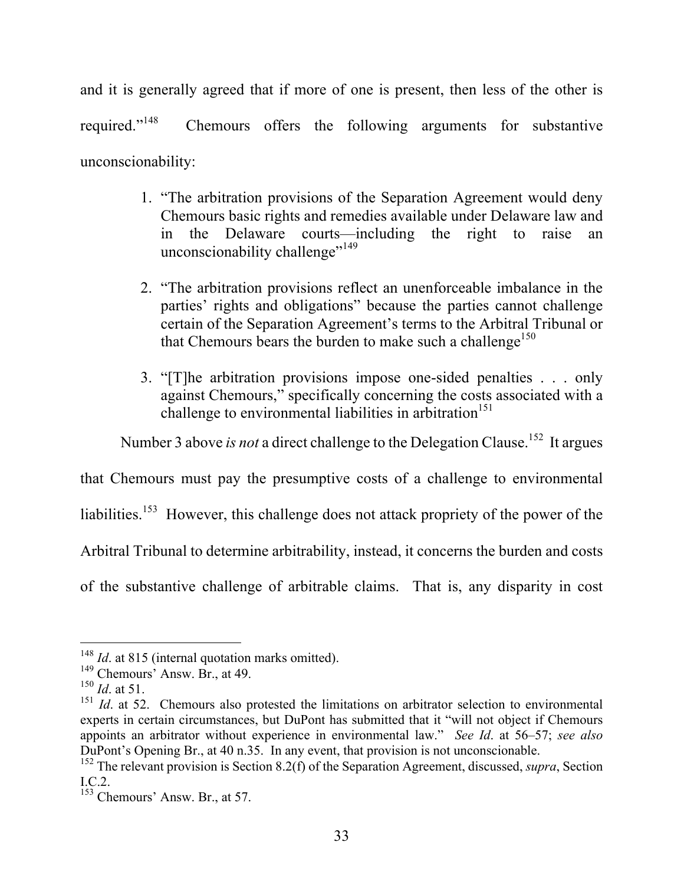and it is generally agreed that if more of one is present, then less of the other is required."[148] Chemours offers the following arguments for substantive unconscionability:

> 1. "The arbitration provisions of the Separation Agreement would deny Chemours basic rights and remedies available under Delaware law and in the Delaware courts—including the right to raise an unconscionability challenge"[149]
>
> 2. "The arbitration provisions reflect an unenforceable imbalance in the parties' rights and obligations" because the parties cannot challenge certain of the Separation Agreement's terms to the Arbitral Tribunal or that Chemours bears the burden to make such a challenge[150]
>
> 3. "[T]he arbitration provisions impose one-sided penalties . . . only against Chemours," specifically concerning the costs associated with a challenge to environmental liabilities in arbitration[151]

Number 3 above *is not* a direct challenge to the Delegation Clause.[152] It argues that Chemours must pay the presumptive costs of a challenge to environmental liabilities.[153] However, this challenge does not attack propriety of the power of the Arbitral Tribunal to determine arbitrability, instead, it concerns the burden and costs of the substantive challenge of arbitrable claims. That is, any disparity in cost

---

[148] *Id*. at 815 (internal quotation marks omitted).

[149] Chemours' Answ. Br., at 49.

[150] *Id*. at 51.

[151] *Id*. at 52. Chemours also protested the limitations on arbitrator selection to environmental experts in certain circumstances, but DuPont has submitted that it "will not object if Chemours appoints an arbitrator without experience in environmental law." *See Id*. at 56–57; *see also* DuPont's Opening Br., at 40 n.35. In any event, that provision is not unconscionable.

[152] The relevant provision is Section 8.2(f) of the Separation Agreement, discussed, *supra*, Section I.C.2.

[153] Chemours' Answ. Br., at 57.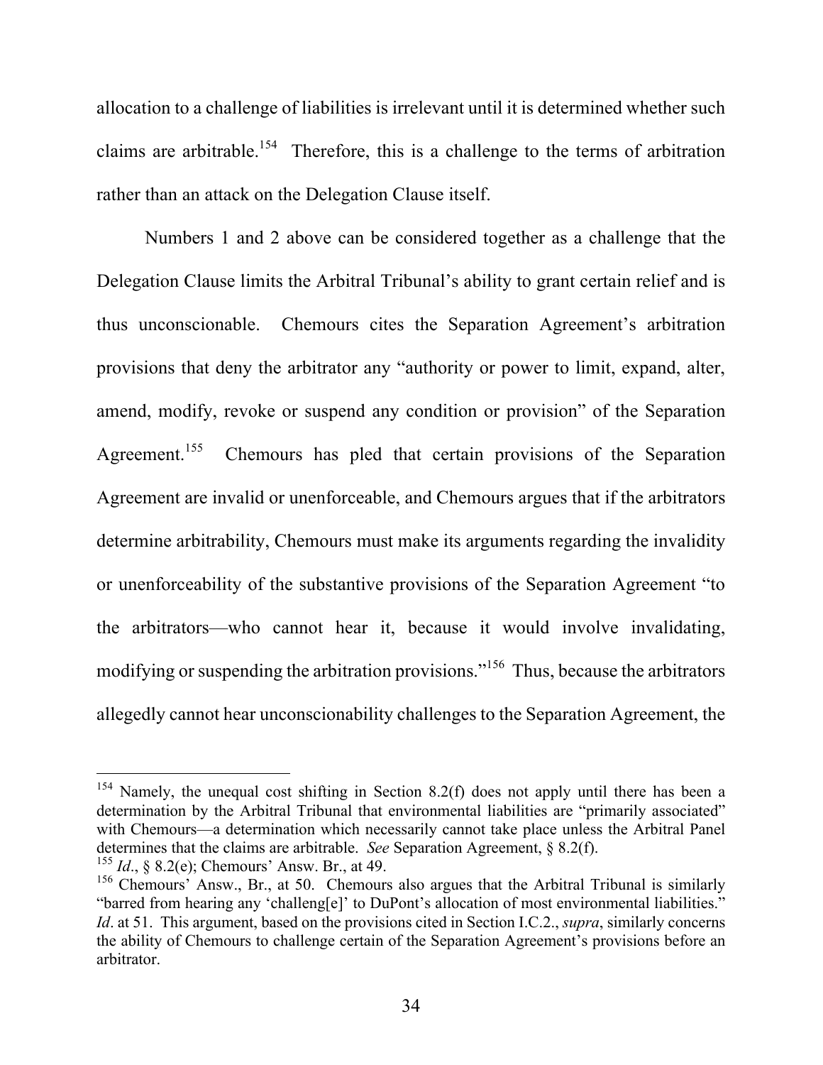allocation to a challenge of liabilities is irrelevant until it is determined whether such claims are arbitrable.[154] Therefore, this is a challenge to the terms of arbitration rather than an attack on the Delegation Clause itself.

Numbers 1 and 2 above can be considered together as a challenge that the Delegation Clause limits the Arbitral Tribunal's ability to grant certain relief and is thus unconscionable. Chemours cites the Separation Agreement's arbitration provisions that deny the arbitrator any "authority or power to limit, expand, alter, amend, modify, revoke or suspend any condition or provision" of the Separation Agreement.[155] Chemours has pled that certain provisions of the Separation Agreement are invalid or unenforceable, and Chemours argues that if the arbitrators determine arbitrability, Chemours must make its arguments regarding the invalidity or unenforceability of the substantive provisions of the Separation Agreement "to the arbitrators—who cannot hear it, because it would involve invalidating, modifying or suspending the arbitration provisions."[156] Thus, because the arbitrators allegedly cannot hear unconscionability challenges to the Separation Agreement, the

---

[154] Namely, the unequal cost shifting in Section 8.2(f) does not apply until there has been a determination by the Arbitral Tribunal that environmental liabilities are "primarily associated" with Chemours—a determination which necessarily cannot take place unless the Arbitral Panel determines that the claims are arbitrable. *See* Separation Agreement, § 8.2(f).

[155] *Id*., § 8.2(e); Chemours' Answ. Br., at 49.

[156] Chemours' Answ., Br., at 50. Chemours also argues that the Arbitral Tribunal is similarly "barred from hearing any 'challeng[e]' to DuPont's allocation of most environmental liabilities." *Id*. at 51. This argument, based on the provisions cited in Section I.C.2., *supra*, similarly concerns the ability of Chemours to challenge certain of the Separation Agreement's provisions before an arbitrator.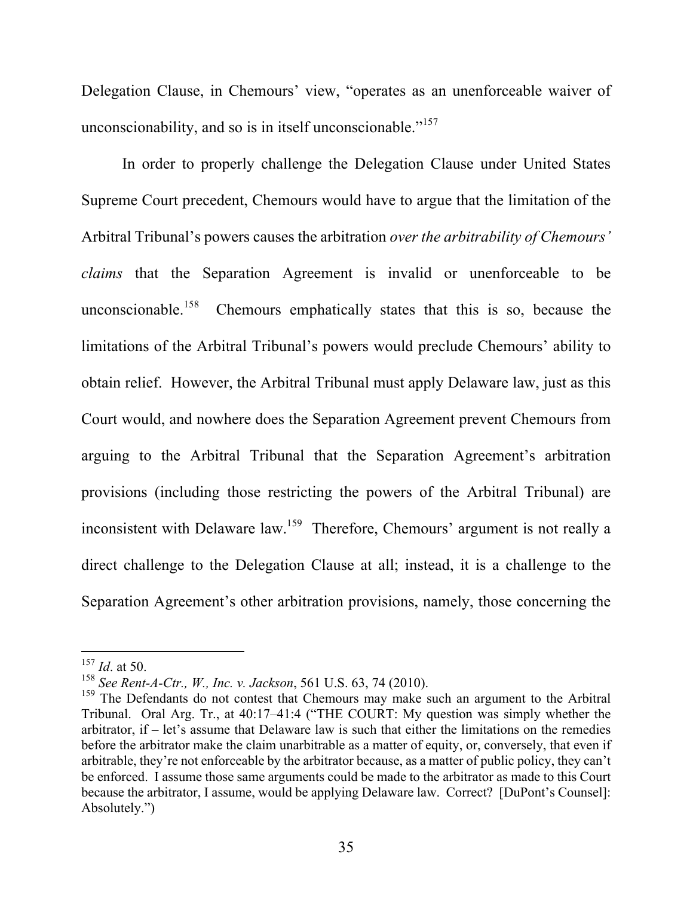Delegation Clause, in Chemours' view, "operates as an unenforceable waiver of unconscionability, and so is in itself unconscionable."[157]

In order to properly challenge the Delegation Clause under United States Supreme Court precedent, Chemours would have to argue that the limitation of the Arbitral Tribunal's powers causes the arbitration *over the arbitrability of Chemours' claims* that the Separation Agreement is invalid or unenforceable to be unconscionable.[158] Chemours emphatically states that this is so, because the limitations of the Arbitral Tribunal's powers would preclude Chemours' ability to obtain relief. However, the Arbitral Tribunal must apply Delaware law, just as this Court would, and nowhere does the Separation Agreement prevent Chemours from arguing to the Arbitral Tribunal that the Separation Agreement's arbitration provisions (including those restricting the powers of the Arbitral Tribunal) are inconsistent with Delaware law.[159] Therefore, Chemours' argument is not really a direct challenge to the Delegation Clause at all; instead, it is a challenge to the Separation Agreement's other arbitration provisions, namely, those concerning the

---

[157] *Id*. at 50.

[158] *See Rent-A-Ctr., W., Inc. v. Jackson*, 561 U.S. 63, 74 (2010).

[159] The Defendants do not contest that Chemours may make such an argument to the Arbitral Tribunal. Oral Arg. Tr., at 40:17–41:4 ("THE COURT: My question was simply whether the arbitrator, if – let's assume that Delaware law is such that either the limitations on the remedies before the arbitrator make the claim unarbitrable as a matter of equity, or, conversely, that even if arbitrable, they're not enforceable by the arbitrator because, as a matter of public policy, they can't be enforced. I assume those same arguments could be made to the arbitrator as made to this Court because the arbitrator, I assume, would be applying Delaware law. Correct? [DuPont's Counsel]: Absolutely.")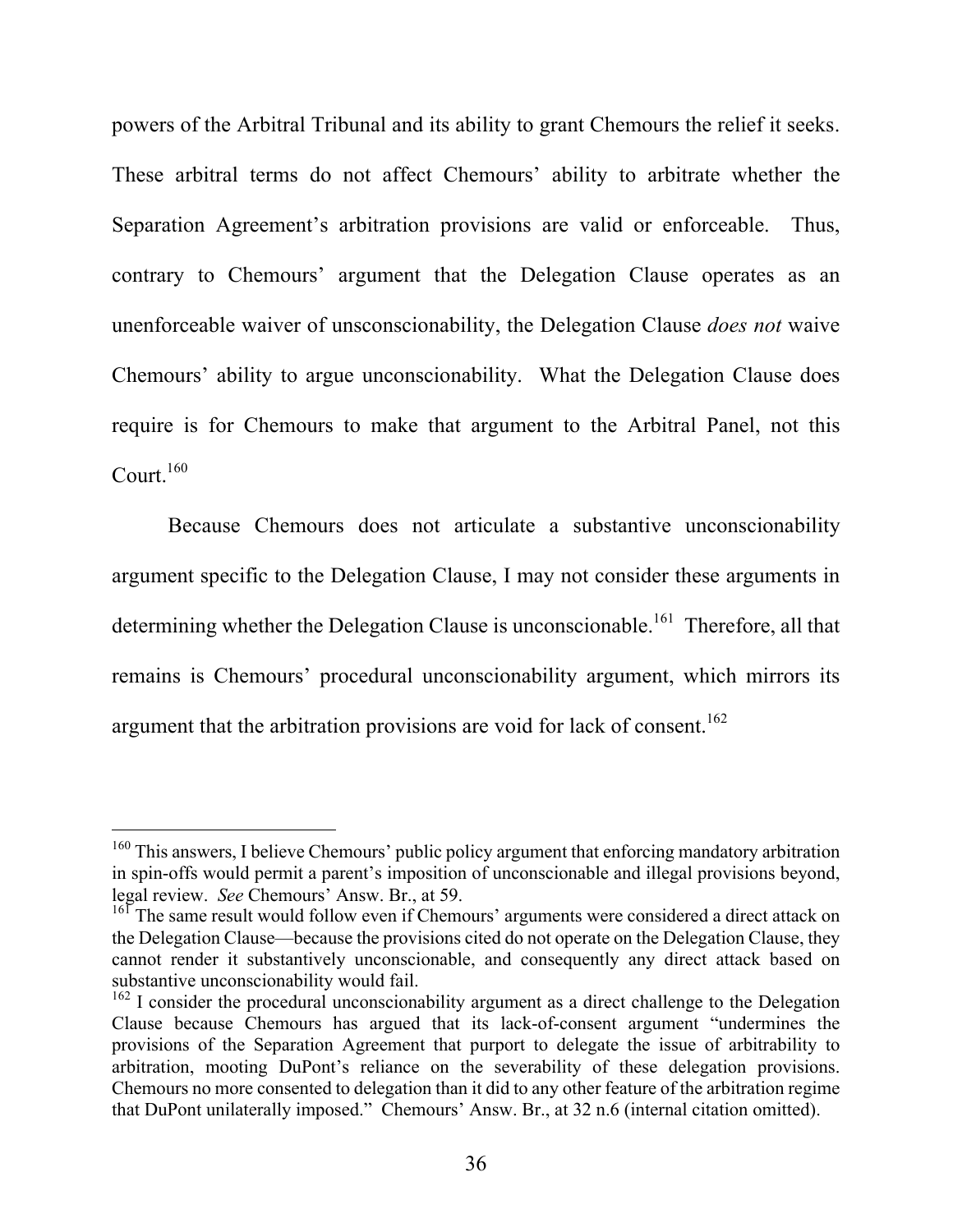powers of the Arbitral Tribunal and its ability to grant Chemours the relief it seeks. These arbitral terms do not affect Chemours' ability to arbitrate whether the Separation Agreement's arbitration provisions are valid or enforceable. Thus, contrary to Chemours' argument that the Delegation Clause operates as an unenforceable waiver of unsconscionability, the Delegation Clause *does not* waive Chemours' ability to argue unconscionability. What the Delegation Clause does require is for Chemours to make that argument to the Arbitral Panel, not this Court.[160]

Because Chemours does not articulate a substantive unconscionability argument specific to the Delegation Clause, I may not consider these arguments in determining whether the Delegation Clause is unconscionable.[161] Therefore, all that remains is Chemours' procedural unconscionability argument, which mirrors its argument that the arbitration provisions are void for lack of consent.[162]

---

[160] This answers, I believe Chemours' public policy argument that enforcing mandatory arbitration in spin-offs would permit a parent's imposition of unconscionable and illegal provisions beyond, legal review. *See* Chemours' Answ. Br., at 59.

[161] The same result would follow even if Chemours' arguments were considered a direct attack on the Delegation Clause—because the provisions cited do not operate on the Delegation Clause, they cannot render it substantively unconscionable, and consequently any direct attack based on substantive unconscionability would fail.

[162] I consider the procedural unconscionability argument as a direct challenge to the Delegation Clause because Chemours has argued that its lack-of-consent argument "undermines the provisions of the Separation Agreement that purport to delegate the issue of arbitrability to arbitration, mooting DuPont's reliance on the severability of these delegation provisions. Chemours no more consented to delegation than it did to any other feature of the arbitration regime that DuPont unilaterally imposed." Chemours' Answ. Br., at 32 n.6 (internal citation omitted).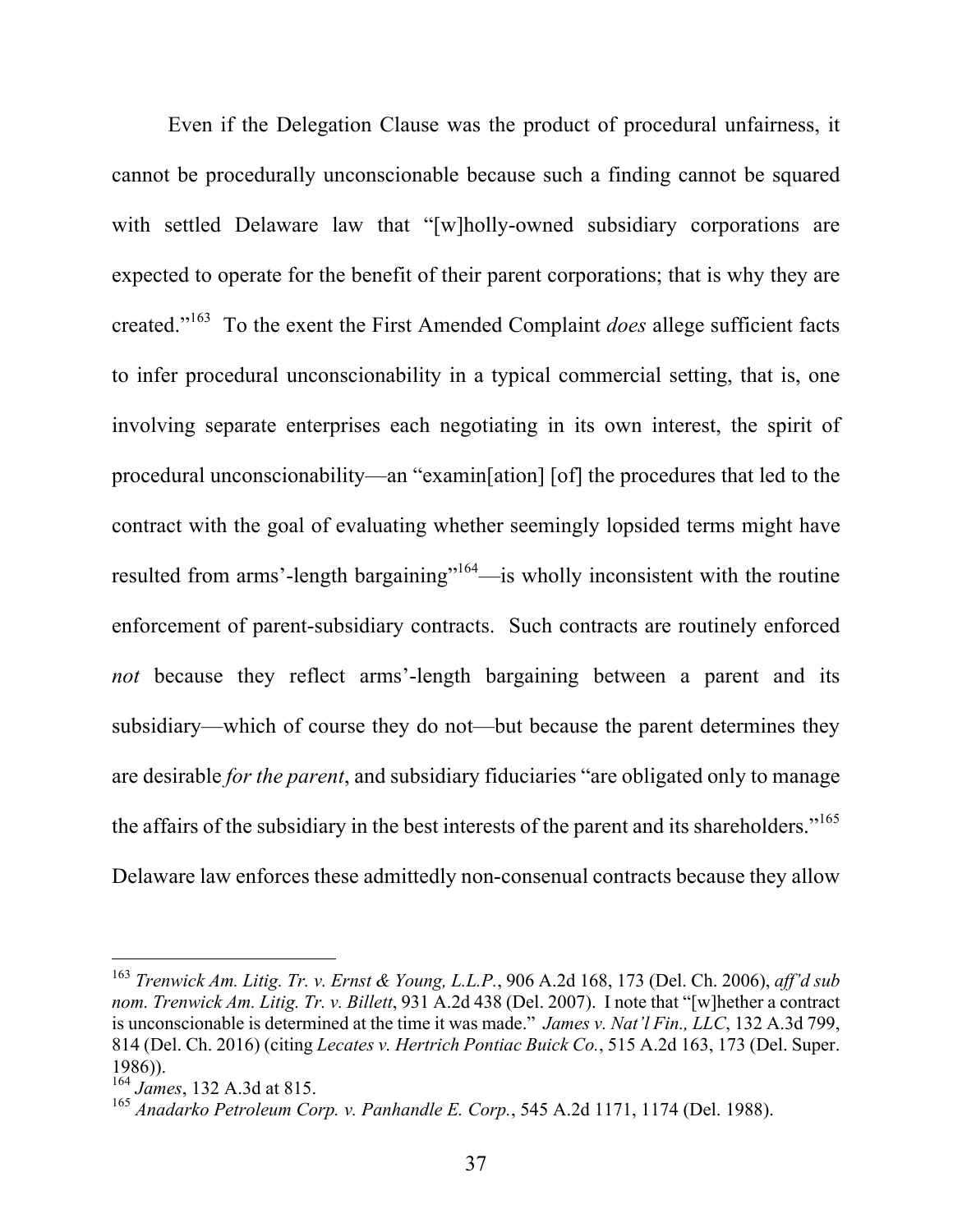Even if the Delegation Clause was the product of procedural unfairness, it cannot be procedurally unconscionable because such a finding cannot be squared with settled Delaware law that "[w]holly-owned subsidiary corporations are expected to operate for the benefit of their parent corporations; that is why they are created."[163] To the exent the First Amended Complaint *does* allege sufficient facts to infer procedural unconscionability in a typical commercial setting, that is, one involving separate enterprises each negotiating in its own interest, the spirit of procedural unconscionability—an "examin[ation] [of] the procedures that led to the contract with the goal of evaluating whether seemingly lopsided terms might have resulted from arms'-length bargaining"[164]—is wholly inconsistent with the routine enforcement of parent-subsidiary contracts. Such contracts are routinely enforced *not* because they reflect arms'-length bargaining between a parent and its subsidiary—which of course they do not—but because the parent determines they are desirable *for the parent*, and subsidiary fiduciaries "are obligated only to manage the affairs of the subsidiary in the best interests of the parent and its shareholders."[165] Delaware law enforces these admittedly non-consenual contracts because they allow

---

[163] *Trenwick Am. Litig. Tr. v. Ernst & Young, L.L.P.*, 906 A.2d 168, 173 (Del. Ch. 2006), *aff'd sub nom. Trenwick Am. Litig. Tr. v. Billett*, 931 A.2d 438 (Del. 2007). I note that "[w]hether a contract is unconscionable is determined at the time it was made." *James v. Nat'l Fin., LLC*, 132 A.3d 799, 814 (Del. Ch. 2016) (citing *Lecates v. Hertrich Pontiac Buick Co.*, 515 A.2d 163, 173 (Del. Super. 1986)).

[164] *James*, 132 A.3d at 815.

[165] *Anadarko Petroleum Corp. v. Panhandle E. Corp.*, 545 A.2d 1171, 1174 (Del. 1988).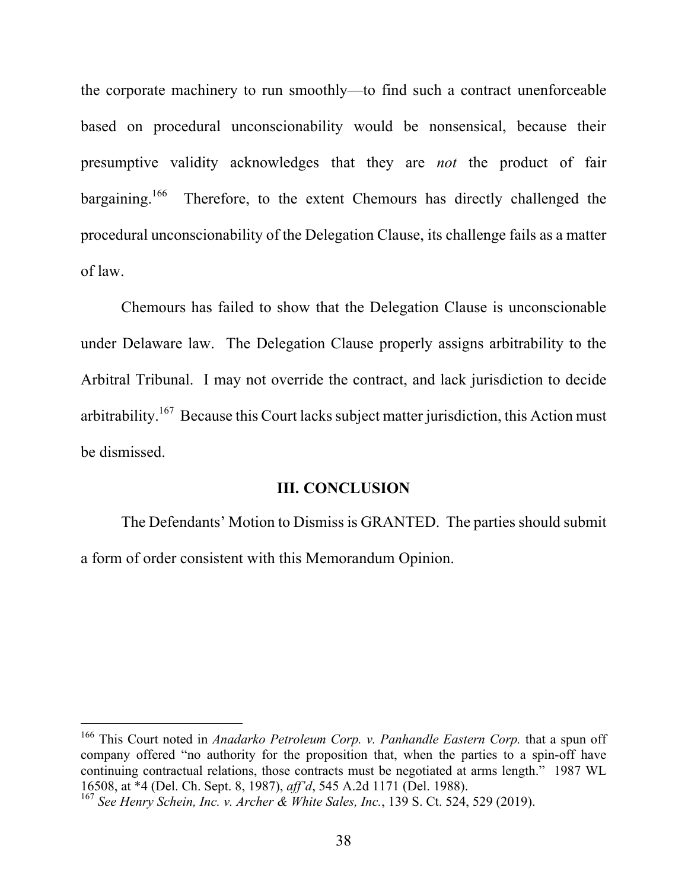the corporate machinery to run smoothly—to find such a contract unenforceable based on procedural unconscionability would be nonsensical, because their presumptive validity acknowledges that they are *not* the product of fair bargaining.[166] Therefore, to the extent Chemours has directly challenged the procedural unconscionability of the Delegation Clause, its challenge fails as a matter of law.

Chemours has failed to show that the Delegation Clause is unconscionable under Delaware law. The Delegation Clause properly assigns arbitrability to the Arbitral Tribunal. I may not override the contract, and lack jurisdiction to decide arbitrability.[167] Because this Court lacks subject matter jurisdiction, this Action must be dismissed.

## III. CONCLUSION

The Defendants' Motion to Dismiss is GRANTED. The parties should submit a form of order consistent with this Memorandum Opinion.

---

[166] This Court noted in *Anadarko Petroleum Corp. v. Panhandle Eastern Corp.* that a spun off company offered "no authority for the proposition that, when the parties to a spin-off have continuing contractual relations, those contracts must be negotiated at arms length." 1987 WL 16508, at *4 (Del. Ch. Sept. 8, 1987), *aff'd*, 545 A.2d 1171 (Del. 1988).

[167] *See Henry Schein, Inc. v. Archer & White Sales, Inc.*, 139 S. Ct. 524, 529 (2019).